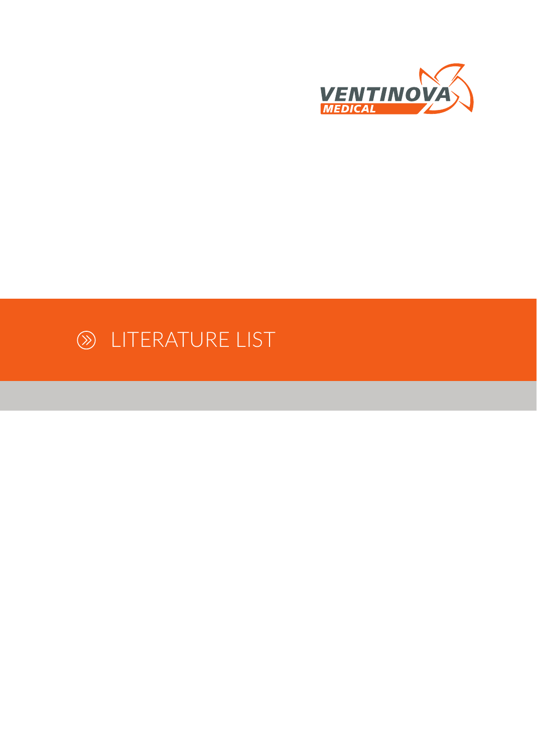VENTINOVA MEDICAL

# LITERATURE LIST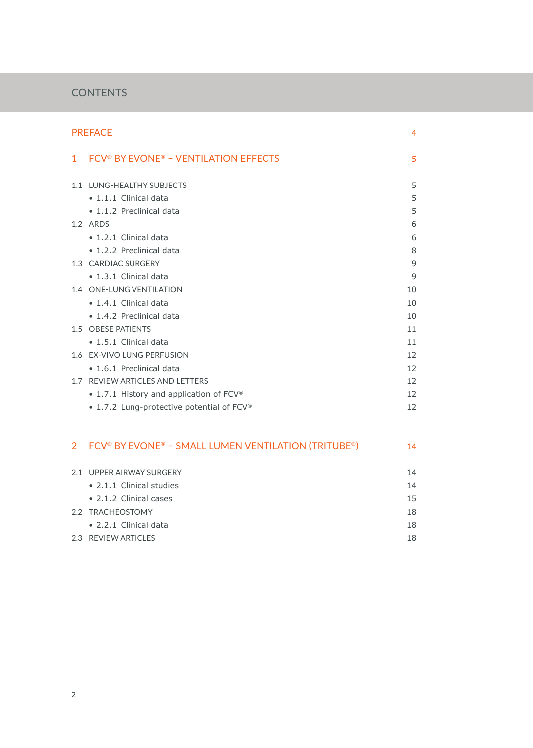# CONTENTS

| | |
|---|---|
| PREFACE | 4 |
| 1 FCV® BY EVONE® – VENTILATION EFFECTS | 5 |
| 1.1 LUNG-HEALTHY SUBJECTS | 5 |
| • 1.1.1 Clinical data | 5 |
| • 1.1.2 Preclinical data | 5 |
| 1.2 ARDS | 6 |
| • 1.2.1 Clinical data | 6 |
| • 1.2.2 Preclinical data | 8 |
| 1.3 CARDIAC SURGERY | 9 |
| • 1.3.1 Clinical data | 9 |
| 1.4 ONE-LUNG VENTILATION | 10 |
| • 1.4.1 Clinical data | 10 |
| • 1.4.2 Preclinical data | 10 |
| 1.5 OBESE PATIENTS | 11 |
| • 1.5.1 Clinical data | 11 |
| 1.6 EX-VIVO LUNG PERFUSION | 12 |
| • 1.6.1 Preclinical data | 12 |
| 1.7 REVIEW ARTICLES AND LETTERS | 12 |
| • 1.7.1 History and application of FCV® | 12 |
| • 1.7.2 Lung-protective potential of FCV® | 12 |
| 2 FCV® BY EVONE® – SMALL LUMEN VENTILATION (TRITUBE®) | 14 |
| 2.1 UPPER AIRWAY SURGERY | 14 |
| • 2.1.1 Clinical studies | 14 |
| • 2.1.2 Clinical cases | 15 |
| 2.2 TRACHEOSTOMY | 18 |
| • 2.2.1 Clinical data | 18 |
| 2.3 REVIEW ARTICLES | 18 |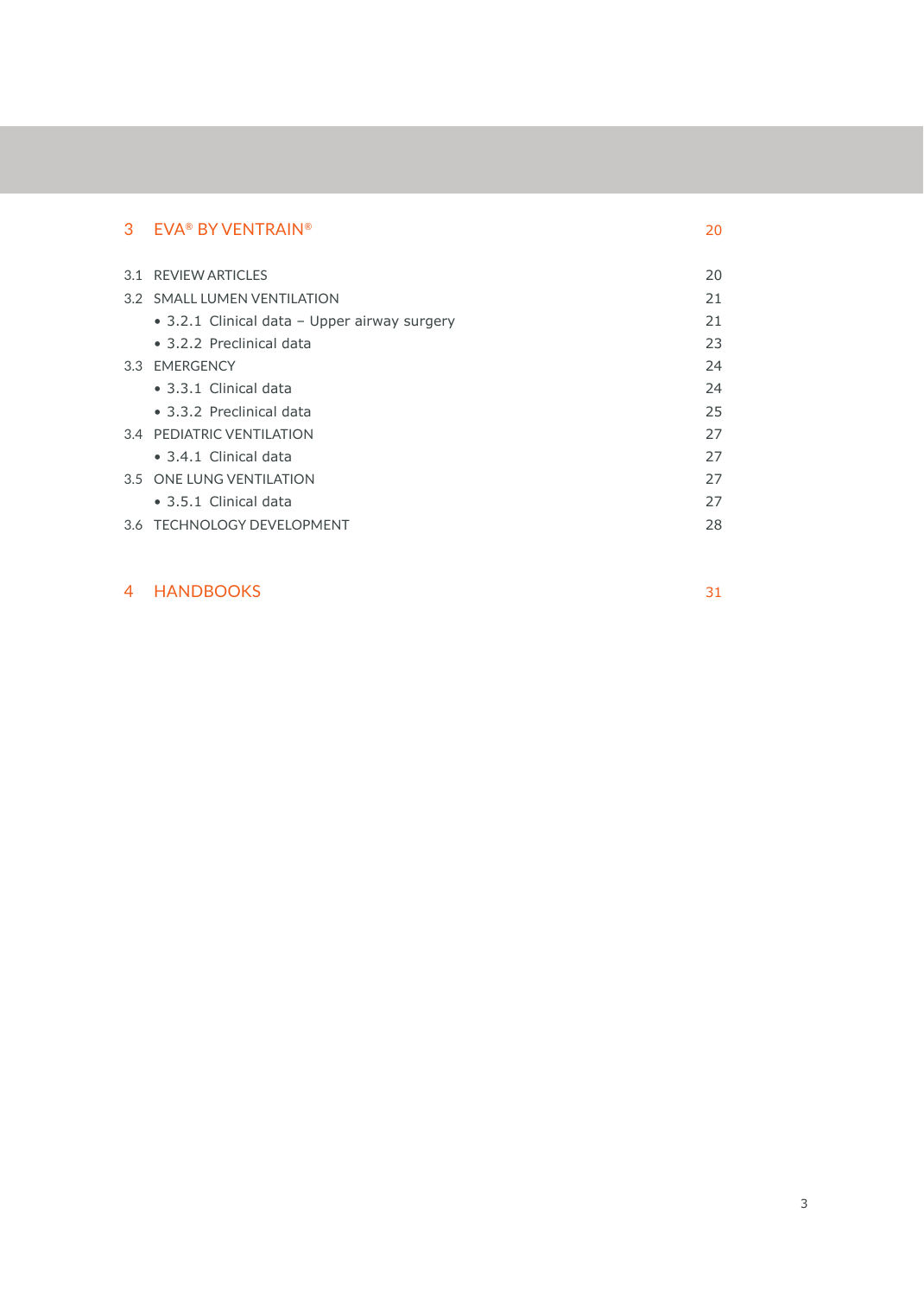| | | |
|---|---|---|
| 3 | EVA® BY VENTRAIN® | 20 |
| 3.1 | REVIEW ARTICLES | 20 |
| 3.2 | SMALL LUMEN VENTILATION | 21 |
| | • 3.2.1 Clinical data – Upper airway surgery | 21 |
| | • 3.2.2 Preclinical data | 23 |
| 3.3 | EMERGENCY | 24 |
| | • 3.3.1 Clinical data | 24 |
| | • 3.3.2 Preclinical data | 25 |
| 3.4 | PEDIATRIC VENTILATION | 27 |
| | • 3.4.1 Clinical data | 27 |
| 3.5 | ONE LUNG VENTILATION | 27 |
| | • 3.5.1 Clinical data | 27 |
| 3.6 | TECHNOLOGY DEVELOPMENT | 28 |
| 4 | HANDBOOKS | 31 |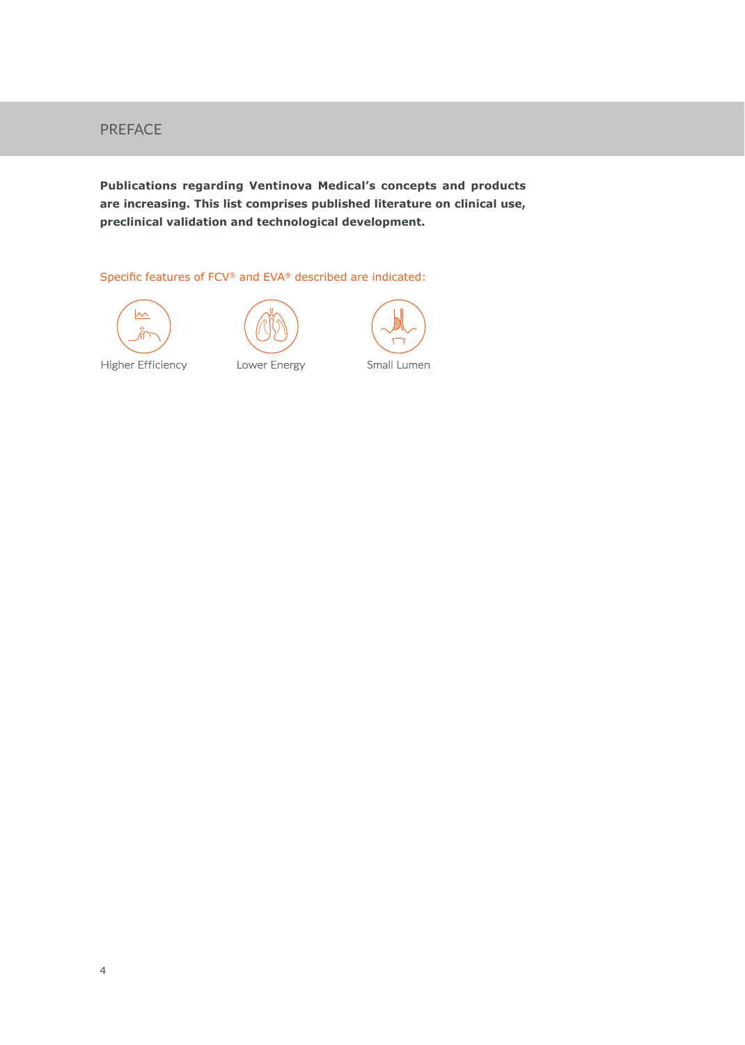# PREFACE

**Publications regarding Ventinova Medical's concepts and products are increasing. This list comprises published literature on clinical use, preclinical validation and technological development.**

Specific features of FCV® and EVA® described are indicated:

Higher Efficiency

Lower Energy

Small Lumen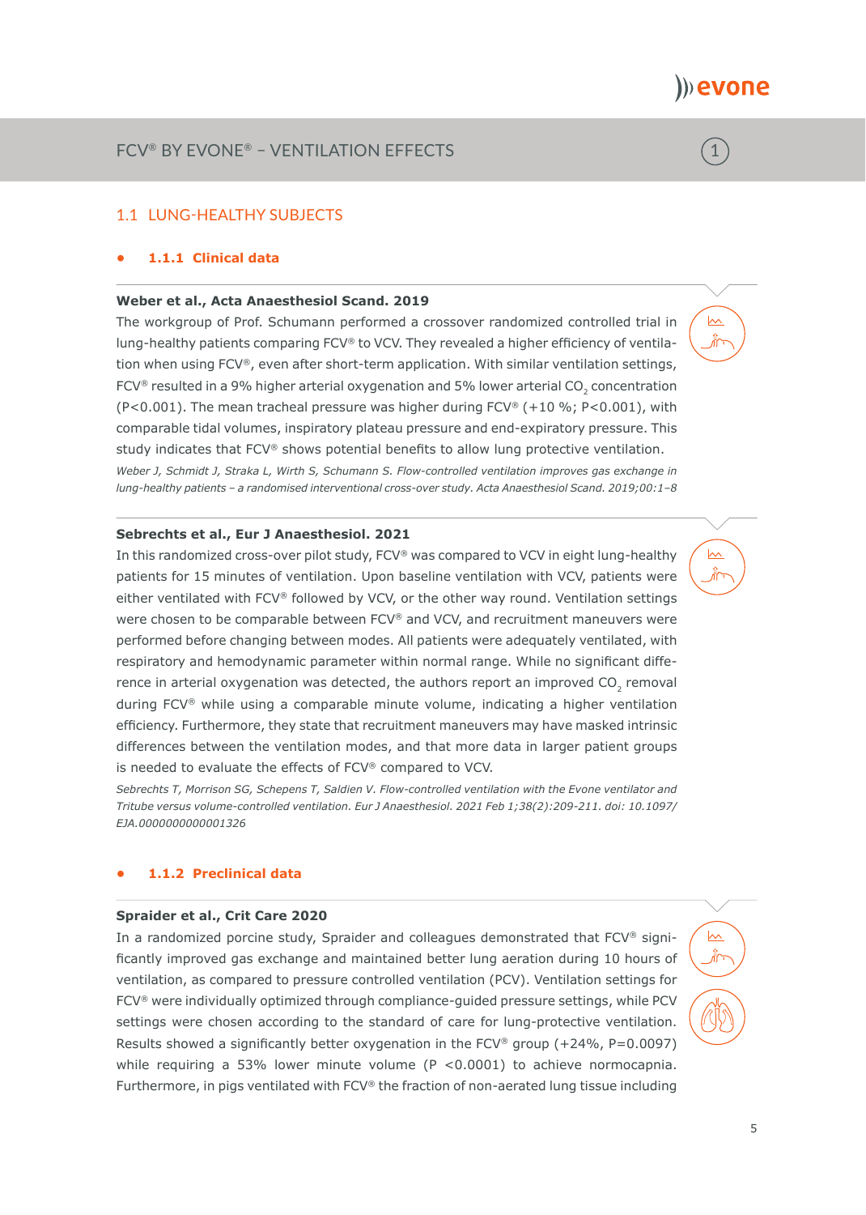# FCV® BY EVONE® – VENTILATION EFFECTS

## 1.1 LUNG-HEALTHY SUBJECTS

### 1.1.1 Clinical data

**Weber et al., Acta Anaesthesiol Scand. 2019**

The workgroup of Prof. Schumann performed a crossover randomized controlled trial in lung-healthy patients comparing FCV® to VCV. They revealed a higher efficiency of ventilation when using FCV®, even after short-term application. With similar ventilation settings, FCV® resulted in a 9% higher arterial oxygenation and 5% lower arterial $CO_2$ concentration ($P<0.001$). The mean tracheal pressure was higher during FCV® (+10 %; $P<0.001$), with comparable tidal volumes, inspiratory plateau pressure and end-expiratory pressure. This study indicates that FCV® shows potential benefits to allow lung protective ventilation.

*Weber J, Schmidt J, Straka L, Wirth S, Schumann S. Flow-controlled ventilation improves gas exchange in lung-healthy patients – a randomised interventional cross-over study. Acta Anaesthesiol Scand. 2019;00:1–8*

**Sebrechts et al., Eur J Anaesthesiol. 2021**

In this randomized cross-over pilot study, FCV® was compared to VCV in eight lung-healthy patients for 15 minutes of ventilation. Upon baseline ventilation with VCV, patients were either ventilated with FCV® followed by VCV, or the other way round. Ventilation settings were chosen to be comparable between FCV® and VCV, and recruitment maneuvers were performed before changing between modes. All patients were adequately ventilated, with respiratory and hemodynamic parameter within normal range. While no significant difference in arterial oxygenation was detected, the authors report an improved $CO_2$ removal during FCV® while using a comparable minute volume, indicating a higher ventilation efficiency. Furthermore, they state that recruitment maneuvers may have masked intrinsic differences between the ventilation modes, and that more data in larger patient groups is needed to evaluate the effects of FCV® compared to VCV.

*Sebrechts T, Morrison SG, Schepens T, Saldien V. Flow-controlled ventilation with the Evone ventilator and Tritube versus volume-controlled ventilation. Eur J Anaesthesiol. 2021 Feb 1;38(2):209-211. doi: 10.1097/EJA.0000000000001326*

### 1.1.2 Preclinical data

**Spraider et al., Crit Care 2020**

In a randomized porcine study, Spraider and colleagues demonstrated that FCV® significantly improved gas exchange and maintained better lung aeration during 10 hours of ventilation, as compared to pressure controlled ventilation (PCV). Ventilation settings for FCV® were individually optimized through compliance-guided pressure settings, while PCV settings were chosen according to the standard of care for lung-protective ventilation. Results showed a significantly better oxygenation in the FCV® group (+24%, $P=0.0097$) while requiring a 53% lower minute volume ($P<0.0001$) to achieve normocapnia. Furthermore, in pigs ventilated with FCV® the fraction of non-aerated lung tissue including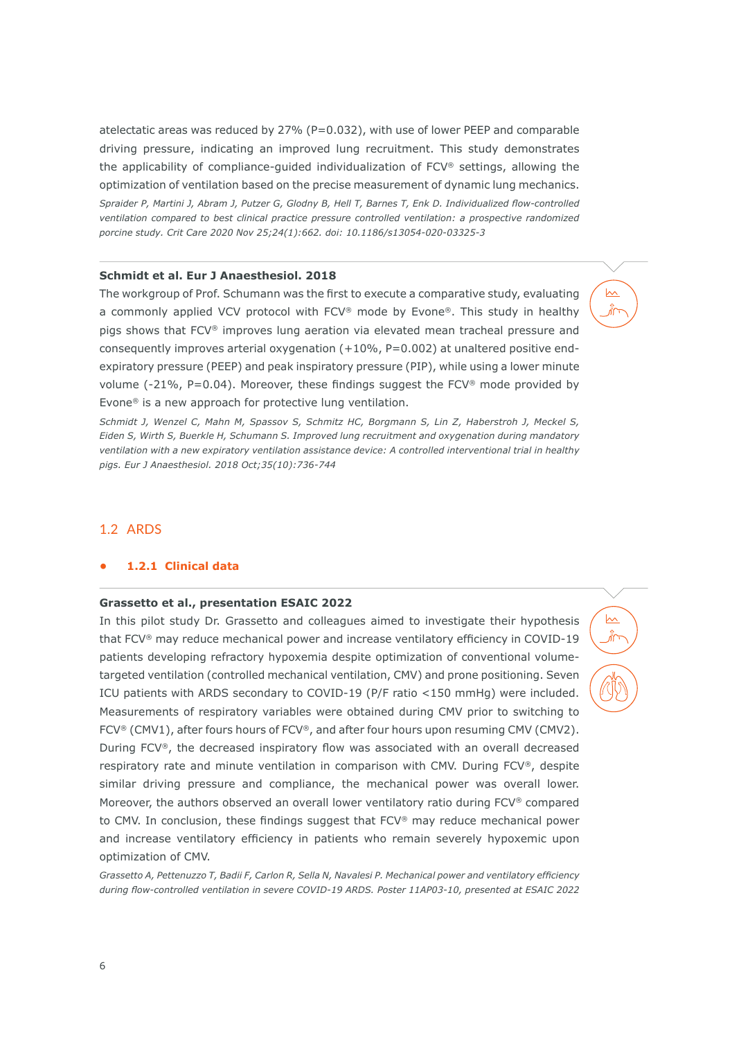atelectatic areas was reduced by 27% (P=0.032), with use of lower PEEP and comparable driving pressure, indicating an improved lung recruitment. This study demonstrates the applicability of compliance-guided individualization of FCV® settings, allowing the optimization of ventilation based on the precise measurement of dynamic lung mechanics.

*Spraider P, Martini J, Abram J, Putzer G, Glodny B, Hell T, Barnes T, Enk D. Individualized flow-controlled ventilation compared to best clinical practice pressure controlled ventilation: a prospective randomized porcine study. Crit Care 2020 Nov 25;24(1):662. doi: 10.1186/s13054-020-03325-3*

**Schmidt et al. Eur J Anaesthesiol. 2018**

The workgroup of Prof. Schumann was the first to execute a comparative study, evaluating a commonly applied VCV protocol with FCV® mode by Evone®. This study in healthy pigs shows that FCV® improves lung aeration via elevated mean tracheal pressure and consequently improves arterial oxygenation (+10%, P=0.002) at unaltered positive end-expiratory pressure (PEEP) and peak inspiratory pressure (PIP), while using a lower minute volume (-21%, P=0.04). Moreover, these findings suggest the FCV® mode provided by Evone® is a new approach for protective lung ventilation.

*Schmidt J, Wenzel C, Mahn M, Spassov S, Schmitz HC, Borgmann S, Lin Z, Haberstroh J, Meckel S, Eiden S, Wirth S, Buerkle H, Schumann S. Improved lung recruitment and oxygenation during mandatory ventilation with a new expiratory ventilation assistance device: A controlled interventional trial in healthy pigs. Eur J Anaesthesiol. 2018 Oct;35(10):736-744*

## 1.2 ARDS

### 1.2.1 Clinical data

**Grassetto et al., presentation ESAIC 2022**

In this pilot study Dr. Grassetto and colleagues aimed to investigate their hypothesis that FCV® may reduce mechanical power and increase ventilatory efficiency in COVID-19 patients developing refractory hypoxemia despite optimization of conventional volume-targeted ventilation (controlled mechanical ventilation, CMV) and prone positioning. Seven ICU patients with ARDS secondary to COVID-19 (P/F ratio <150 mmHg) were included. Measurements of respiratory variables were obtained during CMV prior to switching to FCV® (CMV1), after fours hours of FCV®, and after four hours upon resuming CMV (CMV2). During FCV®, the decreased inspiratory flow was associated with an overall decreased respiratory rate and minute ventilation in comparison with CMV. During FCV®, despite similar driving pressure and compliance, the mechanical power was overall lower. Moreover, the authors observed an overall lower ventilatory ratio during FCV® compared to CMV. In conclusion, these findings suggest that FCV® may reduce mechanical power and increase ventilatory efficiency in patients who remain severely hypoxemic upon optimization of CMV.

*Grassetto A, Pettenuzzo T, Badii F, Carlon R, Sella N, Navalesi P. Mechanical power and ventilatory efficiency during flow-controlled ventilation in severe COVID-19 ARDS. Poster 11AP03-10, presented at ESAIC 2022*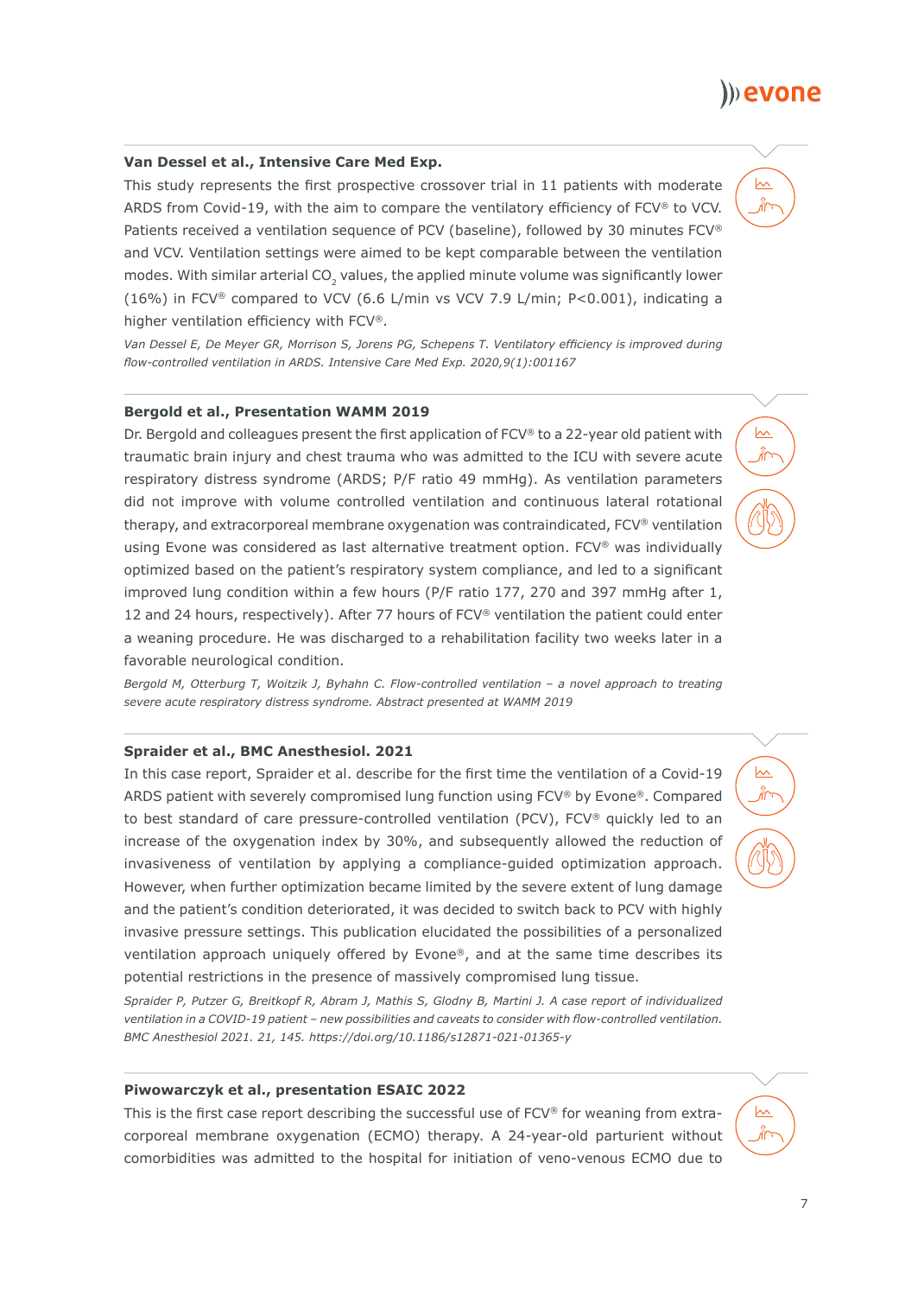### Van Dessel et al., Intensive Care Med Exp.

This study represents the first prospective crossover trial in 11 patients with moderate ARDS from Covid-19, with the aim to compare the ventilatory efficiency of FCV® to VCV. Patients received a ventilation sequence of PCV (baseline), followed by 30 minutes FCV® and VCV. Ventilation settings were aimed to be kept comparable between the ventilation modes. With similar arterial $CO_2$ values, the applied minute volume was significantly lower (16%) in FCV® compared to VCV (6.6 L/min vs VCV 7.9 L/min; $P<0.001$), indicating a higher ventilation efficiency with FCV®.

*Van Dessel E, De Meyer GR, Morrison S, Jorens PG, Schepens T. Ventilatory efficiency is improved during flow-controlled ventilation in ARDS. Intensive Care Med Exp. 2020,9(1):001167*

### Bergold et al., Presentation WAMM 2019

Dr. Bergold and colleagues present the first application of FCV® to a 22-year old patient with traumatic brain injury and chest trauma who was admitted to the ICU with severe acute respiratory distress syndrome (ARDS; P/F ratio 49 mmHg). As ventilation parameters did not improve with volume controlled ventilation and continuous lateral rotational therapy, and extracorporeal membrane oxygenation was contraindicated, FCV® ventilation using Evone was considered as last alternative treatment option. FCV® was individually optimized based on the patient's respiratory system compliance, and led to a significant improved lung condition within a few hours (P/F ratio 177, 270 and 397 mmHg after 1, 12 and 24 hours, respectively). After 77 hours of FCV® ventilation the patient could enter a weaning procedure. He was discharged to a rehabilitation facility two weeks later in a favorable neurological condition.

*Bergold M, Otterburg T, Woitzik J, Byhahn C. Flow-controlled ventilation – a novel approach to treating severe acute respiratory distress syndrome. Abstract presented at WAMM 2019*

### Spraider et al., BMC Anesthesiol. 2021

In this case report, Spraider et al. describe for the first time the ventilation of a Covid-19 ARDS patient with severely compromised lung function using FCV® by Evone®. Compared to best standard of care pressure-controlled ventilation (PCV), FCV® quickly led to an increase of the oxygenation index by 30%, and subsequently allowed the reduction of invasiveness of ventilation by applying a compliance-guided optimization approach. However, when further optimization became limited by the severe extent of lung damage and the patient's condition deteriorated, it was decided to switch back to PCV with highly invasive pressure settings. This publication elucidated the possibilities of a personalized ventilation approach uniquely offered by Evone®, and at the same time describes its potential restrictions in the presence of massively compromised lung tissue.

*Spraider P, Putzer G, Breitkopf R, Abram J, Mathis S, Glodny B, Martini J. A case report of individualized ventilation in a COVID-19 patient – new possibilities and caveats to consider with flow-controlled ventilation. BMC Anesthesiol 2021. 21, 145. https://doi.org/10.1186/s12871-021-01365-y*

### Piwowarczyk et al., presentation ESAIC 2022

This is the first case report describing the successful use of FCV® for weaning from extra-corporeal membrane oxygenation (ECMO) therapy. A 24-year-old parturient without comorbidities was admitted to the hospital for initiation of veno-venous ECMO due to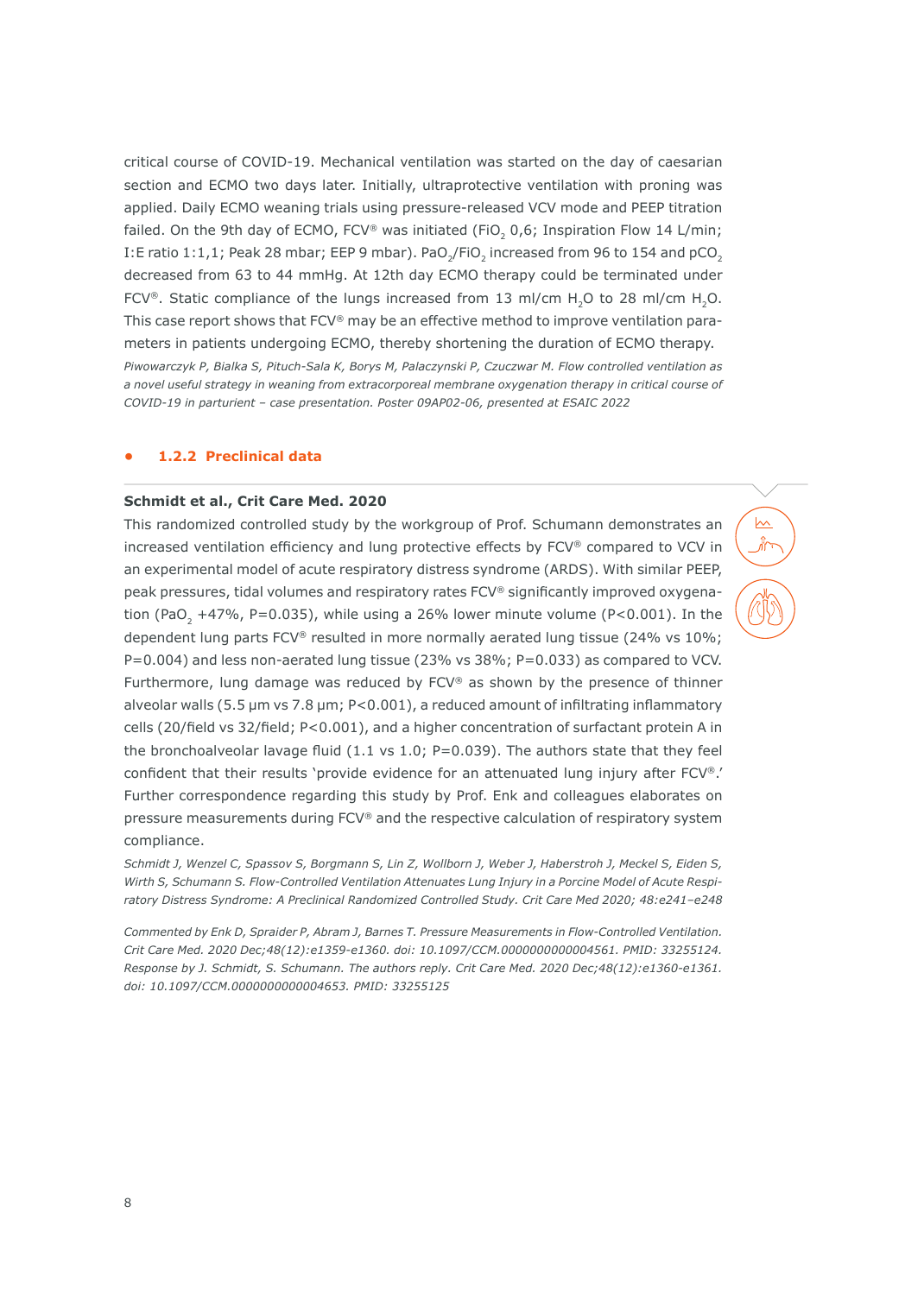critical course of COVID-19. Mechanical ventilation was started on the day of caesarian section and ECMO two days later. Initially, ultraprotective ventilation with proning was applied. Daily ECMO weaning trials using pressure-released VCV mode and PEEP titration failed. On the 9th day of ECMO, FCV® was initiated ($FiO_2$ 0,6; Inspiration Flow 14 L/min; I:E ratio 1:1,1; Peak 28 mbar; EEP 9 mbar). $PaO_2/FiO_2$ increased from 96 to 154 and $pCO_2$ decreased from 63 to 44 mmHg. At 12th day ECMO therapy could be terminated under FCV®. Static compliance of the lungs increased from 13 ml/cm $H_2O$ to 28 ml/cm $H_2O$. This case report shows that FCV® may be an effective method to improve ventilation parameters in patients undergoing ECMO, thereby shortening the duration of ECMO therapy.

*Piwowarczyk P, Bialka S, Pituch-Sala K, Borys M, Palaczynski P, Czuczwar M. Flow controlled ventilation as a novel useful strategy in weaning from extracorporeal membrane oxygenation therapy in critical course of COVID-19 in parturient – case presentation. Poster 09AP02-06, presented at ESAIC 2022*

### 1.2.2 Preclinical data

**Schmidt et al., Crit Care Med. 2020**

This randomized controlled study by the workgroup of Prof. Schumann demonstrates an increased ventilation efficiency and lung protective effects by FCV® compared to VCV in an experimental model of acute respiratory distress syndrome (ARDS). With similar PEEP, peak pressures, tidal volumes and respiratory rates FCV® significantly improved oxygenation ($PaO_2$ +47%, P=0.035), while using a 26% lower minute volume (P<0.001). In the dependent lung parts FCV® resulted in more normally aerated lung tissue (24% vs 10%; P=0.004) and less non-aerated lung tissue (23% vs 38%; P=0.033) as compared to VCV. Furthermore, lung damage was reduced by FCV® as shown by the presence of thinner alveolar walls (5.5 µm vs 7.8 µm; P<0.001), a reduced amount of infiltrating inflammatory cells (20/field vs 32/field; P<0.001), and a higher concentration of surfactant protein A in the bronchoalveolar lavage fluid (1.1 vs 1.0; P=0.039). The authors state that they feel confident that their results 'provide evidence for an attenuated lung injury after FCV®.' Further correspondence regarding this study by Prof. Enk and colleagues elaborates on pressure measurements during FCV® and the respective calculation of respiratory system compliance.

*Schmidt J, Wenzel C, Spassov S, Borgmann S, Lin Z, Wollborn J, Weber J, Haberstroh J, Meckel S, Eiden S, Wirth S, Schumann S. Flow-Controlled Ventilation Attenuates Lung Injury in a Porcine Model of Acute Respiratory Distress Syndrome: A Preclinical Randomized Controlled Study. Crit Care Med 2020; 48:e241–e248*

*Commented by Enk D, Spraider P, Abram J, Barnes T. Pressure Measurements in Flow-Controlled Ventilation. Crit Care Med. 2020 Dec;48(12):e1359-e1360. doi: 10.1097/CCM.0000000000004561. PMID: 33255124. Response by J. Schmidt, S. Schumann. The authors reply. Crit Care Med. 2020 Dec;48(12):e1360-e1361. doi: 10.1097/CCM.0000000000004653. PMID: 33255125*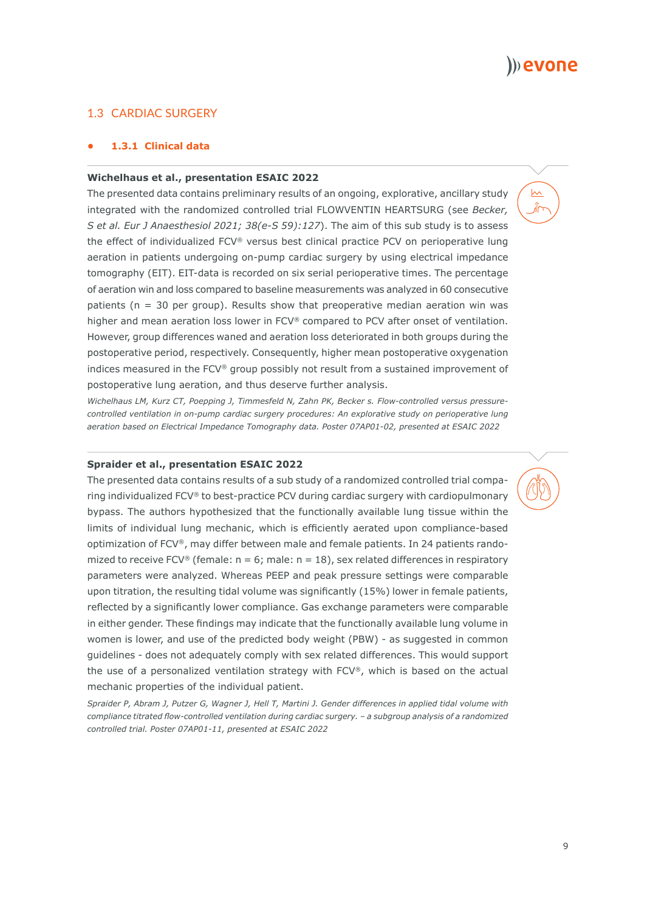## 1.3 CARDIAC SURGERY

### 1.3.1 Clinical data

**Wichelhaus et al., presentation ESAIC 2022**

The presented data contains preliminary results of an ongoing, explorative, ancillary study integrated with the randomized controlled trial FLOWVENTIN HEARTSURG (see *Becker, S et al. Eur J Anaesthesiol 2021; 38(e-S 59):127*). The aim of this sub study is to assess the effect of individualized FCV® versus best clinical practice PCV on perioperative lung aeration in patients undergoing on-pump cardiac surgery by using electrical impedance tomography (EIT). EIT-data is recorded on six serial perioperative times. The percentage of aeration win and loss compared to baseline measurements was analyzed in 60 consecutive patients (n = 30 per group). Results show that preoperative median aeration win was higher and mean aeration loss lower in FCV® compared to PCV after onset of ventilation. However, group differences waned and aeration loss deteriorated in both groups during the postoperative period, respectively. Consequently, higher mean postoperative oxygenation indices measured in the FCV® group possibly not result from a sustained improvement of postoperative lung aeration, and thus deserve further analysis.

*Wichelhaus LM, Kurz CT, Poepping J, Timmesfeld N, Zahn PK, Becker s. Flow-controlled versus pressure-controlled ventilation in on-pump cardiac surgery procedures: An explorative study on perioperative lung aeration based on Electrical Impedance Tomography data. Poster 07AP01-02, presented at ESAIC 2022*

**Spraider et al., presentation ESAIC 2022**

The presented data contains results of a sub study of a randomized controlled trial comparing individualized FCV® to best-practice PCV during cardiac surgery with cardiopulmonary bypass. The authors hypothesized that the functionally available lung tissue within the limits of individual lung mechanic, which is efficiently aerated upon compliance-based optimization of FCV®, may differ between male and female patients. In 24 patients randomized to receive FCV® (female: n = 6; male: n = 18), sex related differences in respiratory parameters were analyzed. Whereas PEEP and peak pressure settings were comparable upon titration, the resulting tidal volume was significantly (15%) lower in female patients, reflected by a significantly lower compliance. Gas exchange parameters were comparable in either gender. These findings may indicate that the functionally available lung volume in women is lower, and use of the predicted body weight (PBW) - as suggested in common guidelines - does not adequately comply with sex related differences. This would support the use of a personalized ventilation strategy with FCV®, which is based on the actual mechanic properties of the individual patient.

*Spraider P, Abram J, Putzer G, Wagner J, Hell T, Martini J. Gender differences in applied tidal volume with compliance titrated flow-controlled ventilation during cardiac surgery. – a subgroup analysis of a randomized controlled trial. Poster 07AP01-11, presented at ESAIC 2022*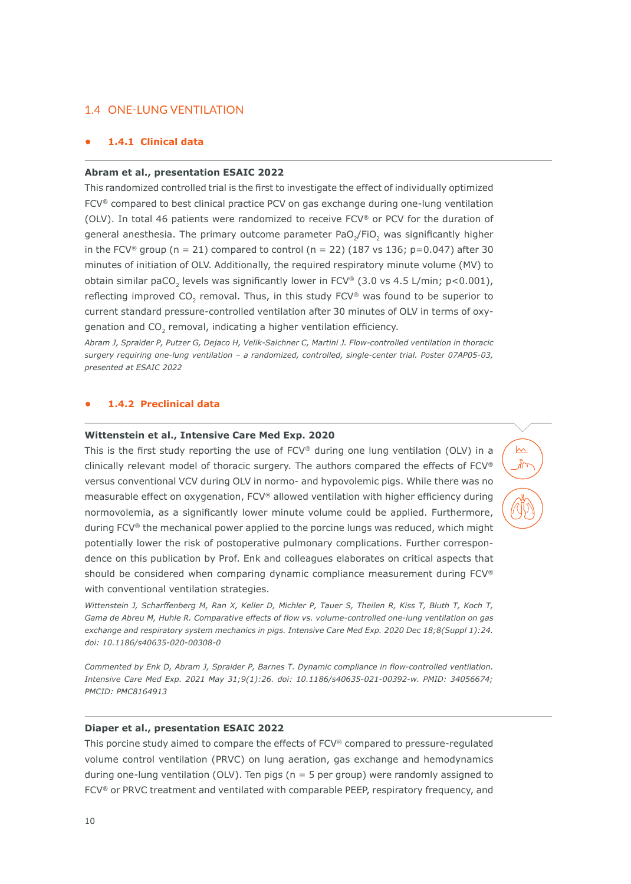## 1.4 ONE-LUNG VENTILATION

### 1.4.1 Clinical data

**Abram et al., presentation ESAIC 2022**

This randomized controlled trial is the first to investigate the effect of individually optimized FCV® compared to best clinical practice PCV on gas exchange during one-lung ventilation (OLV). In total 46 patients were randomized to receive FCV® or PCV for the duration of general anesthesia. The primary outcome parameter $PaO_2/FiO_2$ was significantly higher in the FCV® group (n = 21) compared to control (n = 22) (187 vs 136; p=0.047) after 30 minutes of initiation of OLV. Additionally, the required respiratory minute volume (MV) to obtain similar $paCO_2$ levels was significantly lower in FCV® (3.0 vs 4.5 L/min; p<0.001), reflecting improved $CO_2$ removal. Thus, in this study FCV® was found to be superior to current standard pressure-controlled ventilation after 30 minutes of OLV in terms of oxygenation and $CO_2$ removal, indicating a higher ventilation efficiency.

*Abram J, Spraider P, Putzer G, Dejaco H, Velik-Salchner C, Martini J. Flow-controlled ventilation in thoracic surgery requiring one-lung ventilation – a randomized, controlled, single-center trial. Poster 07AP05-03, presented at ESAIC 2022*

### 1.4.2 Preclinical data

**Wittenstein et al., Intensive Care Med Exp. 2020**

This is the first study reporting the use of FCV® during one lung ventilation (OLV) in a clinically relevant model of thoracic surgery. The authors compared the effects of FCV® versus conventional VCV during OLV in normo- and hypovolemic pigs. While there was no measurable effect on oxygenation, FCV® allowed ventilation with higher efficiency during normovolemia, as a significantly lower minute volume could be applied. Furthermore, during FCV® the mechanical power applied to the porcine lungs was reduced, which might potentially lower the risk of postoperative pulmonary complications. Further correspondence on this publication by Prof. Enk and colleagues elaborates on critical aspects that should be considered when comparing dynamic compliance measurement during FCV® with conventional ventilation strategies.

*Wittenstein J, Scharffenberg M, Ran X, Keller D, Michler P, Tauer S, Theilen R, Kiss T, Bluth T, Koch T, Gama de Abreu M, Huhle R. Comparative effects of flow vs. volume-controlled one-lung ventilation on gas exchange and respiratory system mechanics in pigs. Intensive Care Med Exp. 2020 Dec 18;8(Suppl 1):24. doi: 10.1186/s40635-020-00308-0*

*Commented by Enk D, Abram J, Spraider P, Barnes T. Dynamic compliance in flow-controlled ventilation. Intensive Care Med Exp. 2021 May 31;9(1):26. doi: 10.1186/s40635-021-00392-w. PMID: 34056674; PMCID: PMC8164913*

**Diaper et al., presentation ESAIC 2022**

This porcine study aimed to compare the effects of FCV® compared to pressure-regulated volume control ventilation (PRVC) on lung aeration, gas exchange and hemodynamics during one-lung ventilation (OLV). Ten pigs (n = 5 per group) were randomly assigned to FCV® or PRVC treatment and ventilated with comparable PEEP, respiratory frequency, and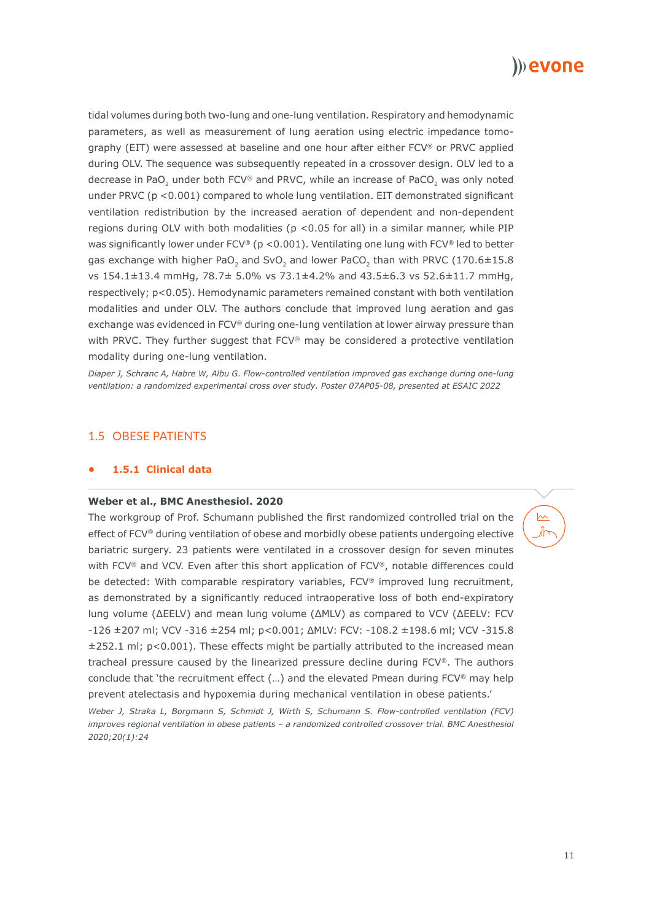tidal volumes during both two-lung and one-lung ventilation. Respiratory and hemodynamic parameters, as well as measurement of lung aeration using electric impedance tomography (EIT) were assessed at baseline and one hour after either FCV® or PRVC applied during OLV. The sequence was subsequently repeated in a crossover design. OLV led to a decrease in $PaO_2$ under both FCV® and PRVC, while an increase of $PaCO_2$ was only noted under PRVC ($p < 0.001$) compared to whole lung ventilation. EIT demonstrated significant ventilation redistribution by the increased aeration of dependent and non-dependent regions during OLV with both modalities ($p < 0.05$ for all) in a similar manner, while PIP was significantly lower under FCV® ($p < 0.001$). Ventilating one lung with FCV® led to better gas exchange with higher $PaO_2$ and $SvO_2$ and lower $PaCO_2$ than with PRVC (170.6±15.8 vs 154.1±13.4 mmHg, 78.7± 5.0% vs 73.1±4.2% and 43.5±6.3 vs 52.6±11.7 mmHg, respectively; $p < 0.05$). Hemodynamic parameters remained constant with both ventilation modalities and under OLV. The authors conclude that improved lung aeration and gas exchange was evidenced in FCV® during one-lung ventilation at lower airway pressure than with PRVC. They further suggest that FCV® may be considered a protective ventilation modality during one-lung ventilation.

*Diaper J, Schranc A, Habre W, Albu G. Flow-controlled ventilation improved gas exchange during one-lung ventilation: a randomized experimental cross over study. Poster 07AP05-08, presented at ESAIC 2022*

## 1.5 OBESE PATIENTS

### 1.5.1 Clinical data

**Weber et al., BMC Anesthesiol. 2020**

The workgroup of Prof. Schumann published the first randomized controlled trial on the effect of FCV® during ventilation of obese and morbidly obese patients undergoing elective bariatric surgery. 23 patients were ventilated in a crossover design for seven minutes with FCV® and VCV. Even after this short application of FCV®, notable differences could be detected: With comparable respiratory variables, FCV® improved lung recruitment, as demonstrated by a significantly reduced intraoperative loss of both end-expiratory lung volume (ΔEELV) and mean lung volume (ΔMLV) as compared to VCV (ΔEELV: FCV -126 ±207 ml; VCV -316 ±254 ml; $p < 0.001$; ΔMLV: FCV: -108.2 ±198.6 ml; VCV -315.8 ±252.1 ml; $p < 0.001$). These effects might be partially attributed to the increased mean tracheal pressure caused by the linearized pressure decline during FCV®. The authors conclude that 'the recruitment effect (…) and the elevated Pmean during FCV® may help prevent atelectasis and hypoxemia during mechanical ventilation in obese patients.'

*Weber J, Straka L, Borgmann S, Schmidt J, Wirth S, Schumann S. Flow-controlled ventilation (FCV) improves regional ventilation in obese patients – a randomized controlled crossover trial. BMC Anesthesiol 2020;20(1):24*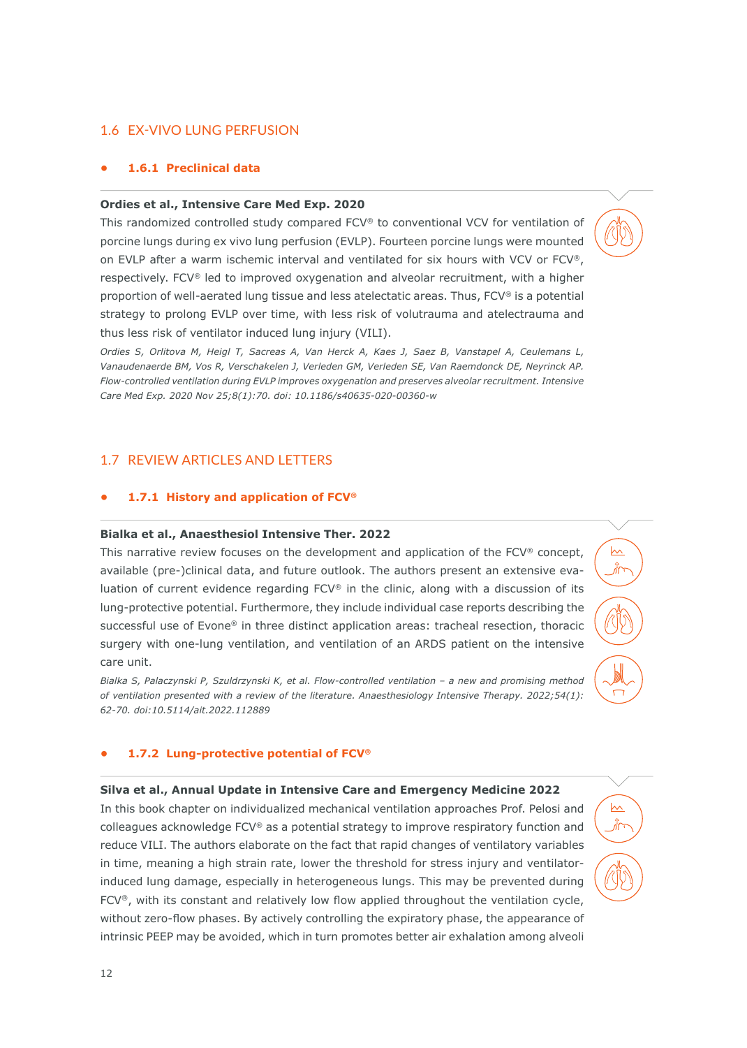## 1.6 EX-VIVO LUNG PERFUSION

### 1.6.1 Preclinical data

**Ordies et al., Intensive Care Med Exp. 2020**

This randomized controlled study compared FCV® to conventional VCV for ventilation of porcine lungs during ex vivo lung perfusion (EVLP). Fourteen porcine lungs were mounted on EVLP after a warm ischemic interval and ventilated for six hours with VCV or FCV®, respectively. FCV® led to improved oxygenation and alveolar recruitment, with a higher proportion of well-aerated lung tissue and less atelectatic areas. Thus, FCV® is a potential strategy to prolong EVLP over time, with less risk of volutrauma and atelectrauma and thus less risk of ventilator induced lung injury (VILI).

*Ordies S, Orlitova M, Heigl T, Sacreas A, Van Herck A, Kaes J, Saez B, Vanstapel A, Ceulemans L, Vanaudenaerde BM, Vos R, Verschakelen J, Verleden GM, Verleden SE, Van Raemdonck DE, Neyrinck AP. Flow-controlled ventilation during EVLP improves oxygenation and preserves alveolar recruitment. Intensive Care Med Exp. 2020 Nov 25;8(1):70. doi: 10.1186/s40635-020-00360-w*

## 1.7 REVIEW ARTICLES AND LETTERS

### 1.7.1 History and application of FCV®

**Bialka et al., Anaesthesiol Intensive Ther. 2022**

This narrative review focuses on the development and application of the FCV® concept, available (pre-)clinical data, and future outlook. The authors present an extensive evaluation of current evidence regarding FCV® in the clinic, along with a discussion of its lung-protective potential. Furthermore, they include individual case reports describing the successful use of Evone® in three distinct application areas: tracheal resection, thoracic surgery with one-lung ventilation, and ventilation of an ARDS patient on the intensive care unit.

*Bialka S, Palaczynski P, Szuldrzynski K, et al. Flow-controlled ventilation – a new and promising method of ventilation presented with a review of the literature. Anaesthesiology Intensive Therapy. 2022;54(1): 62-70. doi:10.5114/ait.2022.112889*

### 1.7.2 Lung-protective potential of FCV®

**Silva et al., Annual Update in Intensive Care and Emergency Medicine 2022**

In this book chapter on individualized mechanical ventilation approaches Prof. Pelosi and colleagues acknowledge FCV® as a potential strategy to improve respiratory function and reduce VILI. The authors elaborate on the fact that rapid changes of ventilatory variables in time, meaning a high strain rate, lower the threshold for stress injury and ventilator-induced lung damage, especially in heterogeneous lungs. This may be prevented during FCV®, with its constant and relatively low flow applied throughout the ventilation cycle, without zero-flow phases. By actively controlling the expiratory phase, the appearance of intrinsic PEEP may be avoided, which in turn promotes better air exhalation among alveoli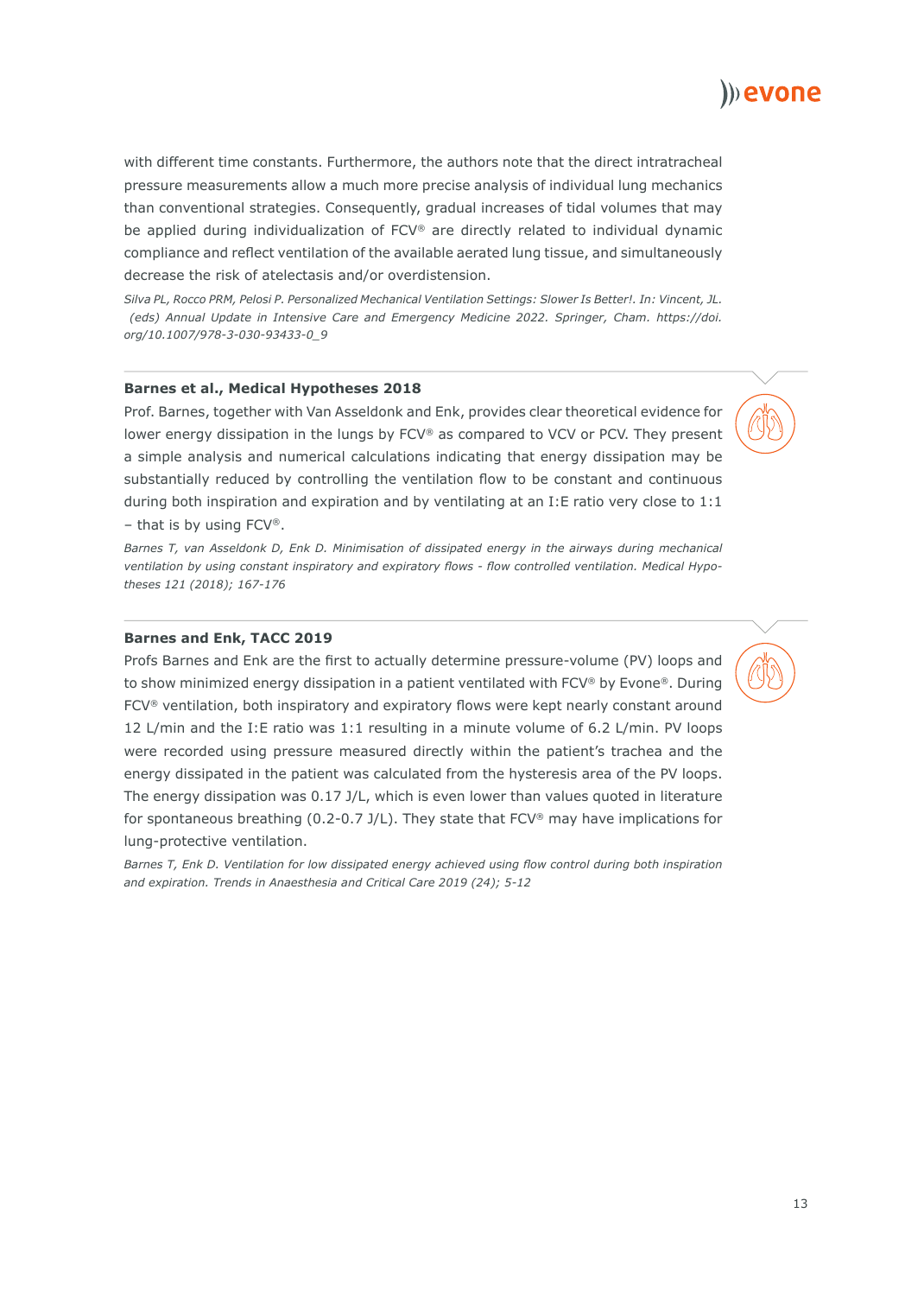with different time constants. Furthermore, the authors note that the direct intratracheal pressure measurements allow a much more precise analysis of individual lung mechanics than conventional strategies. Consequently, gradual increases of tidal volumes that may be applied during individualization of FCV® are directly related to individual dynamic compliance and reflect ventilation of the available aerated lung tissue, and simultaneously decrease the risk of atelectasis and/or overdistension.

*Silva PL, Rocco PRM, Pelosi P. Personalized Mechanical Ventilation Settings: Slower Is Better!. In: Vincent, JL. (eds) Annual Update in Intensive Care and Emergency Medicine 2022. Springer, Cham. https://doi.org/10.1007/978-3-030-93433-0_9*

**Barnes et al., Medical Hypotheses 2018**

Prof. Barnes, together with Van Asseldonk and Enk, provides clear theoretical evidence for lower energy dissipation in the lungs by FCV® as compared to VCV or PCV. They present a simple analysis and numerical calculations indicating that energy dissipation may be substantially reduced by controlling the ventilation flow to be constant and continuous during both inspiration and expiration and by ventilating at an I:E ratio very close to 1:1 – that is by using FCV®.

*Barnes T, van Asseldonk D, Enk D. Minimisation of dissipated energy in the airways during mechanical ventilation by using constant inspiratory and expiratory flows - flow controlled ventilation. Medical Hypotheses 121 (2018); 167-176*

**Barnes and Enk, TACC 2019**

Profs Barnes and Enk are the first to actually determine pressure-volume (PV) loops and to show minimized energy dissipation in a patient ventilated with FCV® by Evone®. During FCV® ventilation, both inspiratory and expiratory flows were kept nearly constant around 12 L/min and the I:E ratio was 1:1 resulting in a minute volume of 6.2 L/min. PV loops were recorded using pressure measured directly within the patient's trachea and the energy dissipated in the patient was calculated from the hysteresis area of the PV loops. The energy dissipation was 0.17 J/L, which is even lower than values quoted in literature for spontaneous breathing (0.2-0.7 J/L). They state that FCV® may have implications for lung-protective ventilation.

*Barnes T, Enk D. Ventilation for low dissipated energy achieved using flow control during both inspiration and expiration. Trends in Anaesthesia and Critical Care 2019 (24); 5-12*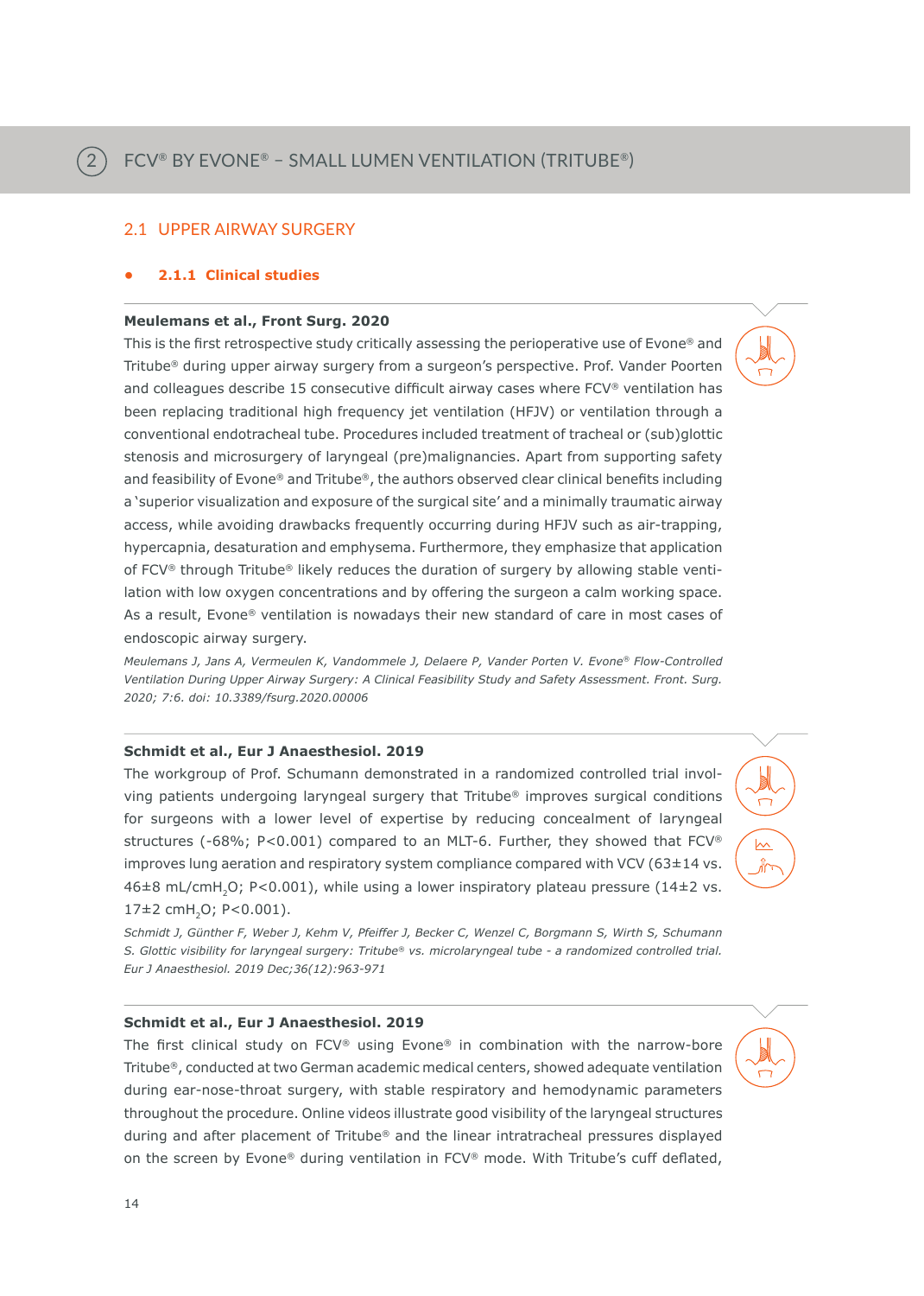# 2 FCV® BY EVONE® – SMALL LUMEN VENTILATION (TRITUBE®)

## 2.1 UPPER AIRWAY SURGERY

### 2.1.1 Clinical studies

**Meulemans et al., Front Surg. 2020**

This is the first retrospective study critically assessing the perioperative use of Evone® and Tritube® during upper airway surgery from a surgeon's perspective. Prof. Vander Poorten and colleagues describe 15 consecutive difficult airway cases where FCV® ventilation has been replacing traditional high frequency jet ventilation (HFJV) or ventilation through a conventional endotracheal tube. Procedures included treatment of tracheal or (sub)glottic stenosis and microsurgery of laryngeal (pre)malignancies. Apart from supporting safety and feasibility of Evone® and Tritube®, the authors observed clear clinical benefits including a 'superior visualization and exposure of the surgical site' and a minimally traumatic airway access, while avoiding drawbacks frequently occurring during HFJV such as air-trapping, hypercapnia, desaturation and emphysema. Furthermore, they emphasize that application of FCV® through Tritube® likely reduces the duration of surgery by allowing stable ventilation with low oxygen concentrations and by offering the surgeon a calm working space. As a result, Evone® ventilation is nowadays their new standard of care in most cases of endoscopic airway surgery.

*Meulemans J, Jans A, Vermeulen K, Vandommele J, Delaere P, Vander Porten V. Evone® Flow-Controlled Ventilation During Upper Airway Surgery: A Clinical Feasibility Study and Safety Assessment. Front. Surg. 2020; 7:6. doi: 10.3389/fsurg.2020.00006*

**Schmidt et al., Eur J Anaesthesiol. 2019**

The workgroup of Prof. Schumann demonstrated in a randomized controlled trial involving patients undergoing laryngeal surgery that Tritube® improves surgical conditions for surgeons with a lower level of expertise by reducing concealment of laryngeal structures (-68%; $P<0.001$) compared to an MLT-6. Further, they showed that FCV® improves lung aeration and respiratory system compliance compared with VCV (63±14 vs. 46±8 mL/cm$H_2O$; $P<0.001$), while using a lower inspiratory plateau pressure (14±2 vs. 17±2 cm$H_2O$; $P<0.001$).

*Schmidt J, Günther F, Weber J, Kehm V, Pfeiffer J, Becker C, Wenzel C, Borgmann S, Wirth S, Schumann S. Glottic visibility for laryngeal surgery: Tritube® vs. microlaryngeal tube - a randomized controlled trial. Eur J Anaesthesiol. 2019 Dec;36(12):963-971*

**Schmidt et al., Eur J Anaesthesiol. 2019**

The first clinical study on FCV® using Evone® in combination with the narrow-bore Tritube®, conducted at two German academic medical centers, showed adequate ventilation during ear-nose-throat surgery, with stable respiratory and hemodynamic parameters throughout the procedure. Online videos illustrate good visibility of the laryngeal structures during and after placement of Tritube® and the linear intratracheal pressures displayed on the screen by Evone® during ventilation in FCV® mode. With Tritube's cuff deflated,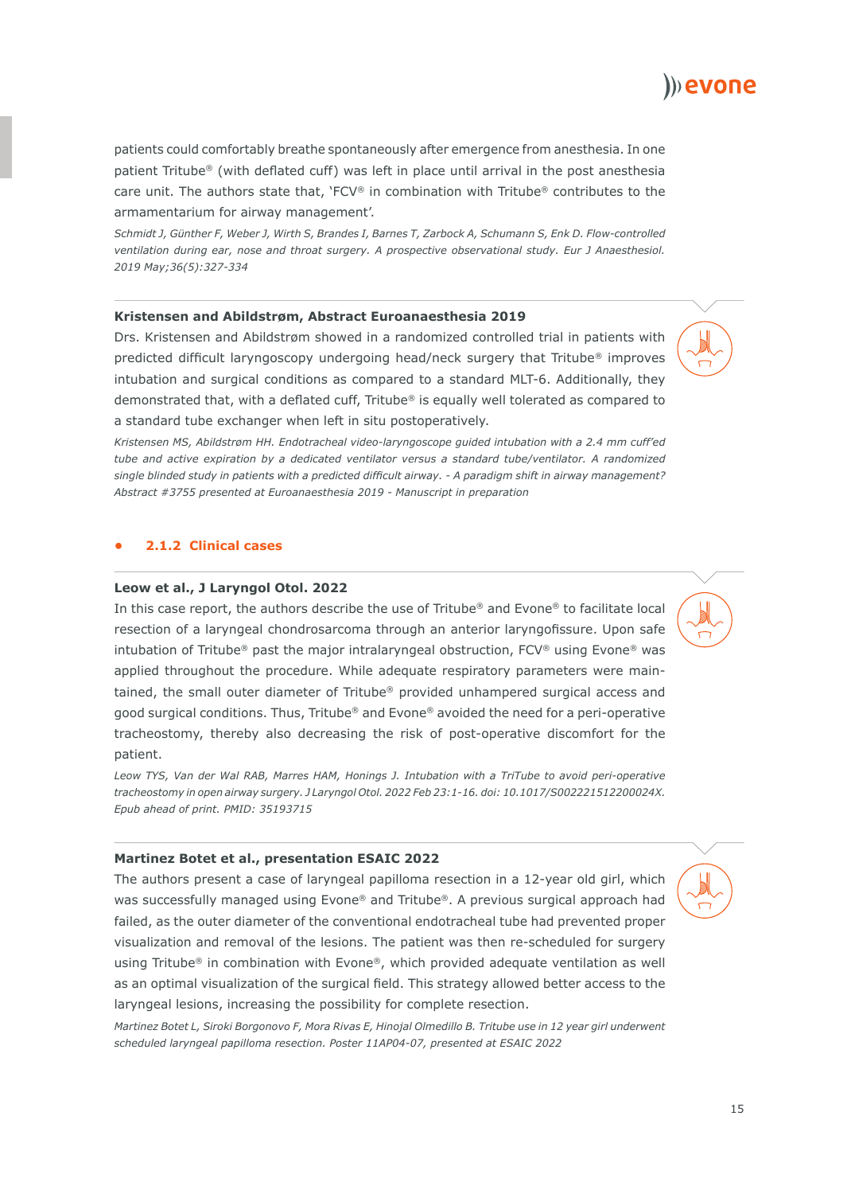patients could comfortably breathe spontaneously after emergence from anesthesia. In one patient Tritube® (with deflated cuff) was left in place until arrival in the post anesthesia care unit. The authors state that, 'FCV® in combination with Tritube® contributes to the armamentarium for airway management'.

*Schmidt J, Günther F, Weber J, Wirth S, Brandes I, Barnes T, Zarbock A, Schumann S, Enk D. Flow-controlled ventilation during ear, nose and throat surgery. A prospective observational study. Eur J Anaesthesiol. 2019 May;36(5):327-334*

**Kristensen and Abildstrøm, Abstract Euroanaesthesia 2019**

Drs. Kristensen and Abildstrøm showed in a randomized controlled trial in patients with predicted difficult laryngoscopy undergoing head/neck surgery that Tritube® improves intubation and surgical conditions as compared to a standard MLT-6. Additionally, they demonstrated that, with a deflated cuff, Tritube® is equally well tolerated as compared to a standard tube exchanger when left in situ postoperatively.

*Kristensen MS, Abildstrøm HH. Endotracheal video-laryngoscope guided intubation with a 2.4 mm cuff'ed tube and active expiration by a dedicated ventilator versus a standard tube/ventilator. A randomized single blinded study in patients with a predicted difficult airway. - A paradigm shift in airway management? Abstract #3755 presented at Euroanaesthesia 2019 - Manuscript in preparation*

### 2.1.2 Clinical cases

**Leow et al., J Laryngol Otol. 2022**

In this case report, the authors describe the use of Tritube® and Evone® to facilitate local resection of a laryngeal chondrosarcoma through an anterior laryngofissure. Upon safe intubation of Tritube® past the major intralaryngeal obstruction, FCV® using Evone® was applied throughout the procedure. While adequate respiratory parameters were maintained, the small outer diameter of Tritube® provided unhampered surgical access and good surgical conditions. Thus, Tritube® and Evone® avoided the need for a peri-operative tracheostomy, thereby also decreasing the risk of post-operative discomfort for the patient.

*Leow TYS, Van der Wal RAB, Marres HAM, Honings J. Intubation with a TriTube to avoid peri-operative tracheostomy in open airway surgery. J Laryngol Otol. 2022 Feb 23:1-16. doi: 10.1017/S002221512200024X. Epub ahead of print. PMID: 35193715*

**Martinez Botet et al., presentation ESAIC 2022**

The authors present a case of laryngeal papilloma resection in a 12-year old girl, which was successfully managed using Evone® and Tritube®. A previous surgical approach had failed, as the outer diameter of the conventional endotracheal tube had prevented proper visualization and removal of the lesions. The patient was then re-scheduled for surgery using Tritube® in combination with Evone®, which provided adequate ventilation as well as an optimal visualization of the surgical field. This strategy allowed better access to the laryngeal lesions, increasing the possibility for complete resection.

*Martinez Botet L, Siroki Borgonovo F, Mora Rivas E, Hinojal Olmedillo B. Tritube use in 12 year girl underwent scheduled laryngeal papilloma resection. Poster 11AP04-07, presented at ESAIC 2022*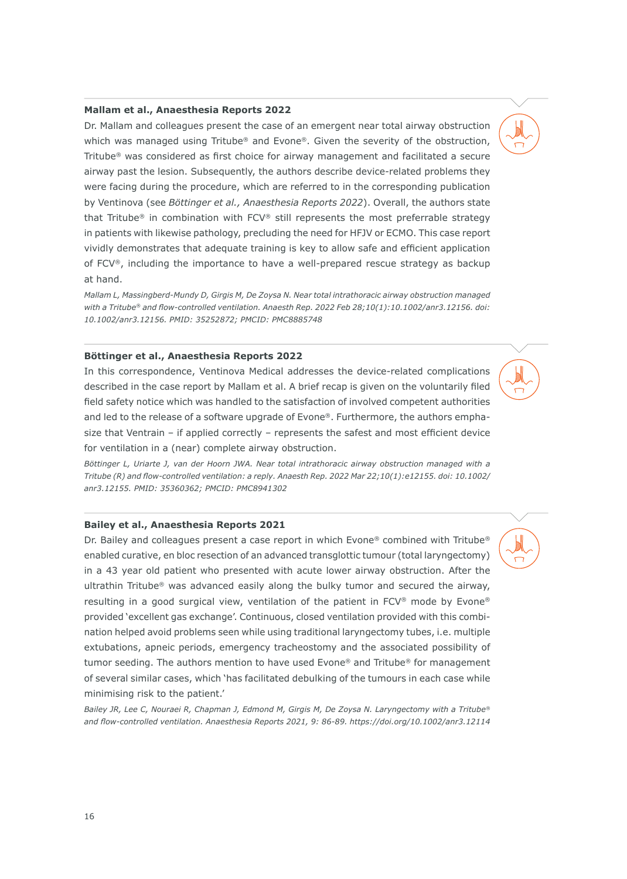### Mallam et al., Anaesthesia Reports 2022

Dr. Mallam and colleagues present the case of an emergent near total airway obstruction which was managed using Tritube® and Evone®. Given the severity of the obstruction, Tritube® was considered as first choice for airway management and facilitated a secure airway past the lesion. Subsequently, the authors describe device-related problems they were facing during the procedure, which are referred to in the corresponding publication by Ventinova (see *Böttinger et al., Anaesthesia Reports 2022*). Overall, the authors state that Tritube® in combination with FCV® still represents the most preferrable strategy in patients with likewise pathology, precluding the need for HFJV or ECMO. This case report vividly demonstrates that adequate training is key to allow safe and efficient application of FCV®, including the importance to have a well-prepared rescue strategy as backup at hand.

*Mallam L, Massingberd-Mundy D, Girgis M, De Zoysa N. Near total intrathoracic airway obstruction managed with a Tritube® and flow-controlled ventilation. Anaesth Rep. 2022 Feb 28;10(1):10.1002/anr3.12156. doi: 10.1002/anr3.12156. PMID: 35252872; PMCID: PMC8885748*

### Böttinger et al., Anaesthesia Reports 2022

In this correspondence, Ventinova Medical addresses the device-related complications described in the case report by Mallam et al. A brief recap is given on the voluntarily filed field safety notice which was handled to the satisfaction of involved competent authorities and led to the release of a software upgrade of Evone®. Furthermore, the authors emphasize that Ventrain – if applied correctly – represents the safest and most efficient device for ventilation in a (near) complete airway obstruction.

*Böttinger L, Uriarte J, van der Hoorn JWA. Near total intrathoracic airway obstruction managed with a Tritube (R) and flow-controlled ventilation: a reply. Anaesth Rep. 2022 Mar 22;10(1):e12155. doi: 10.1002/anr3.12155. PMID: 35360362; PMCID: PMC8941302*

### Bailey et al., Anaesthesia Reports 2021

Dr. Bailey and colleagues present a case report in which Evone® combined with Tritube® enabled curative, en bloc resection of an advanced transglottic tumour (total laryngectomy) in a 43 year old patient who presented with acute lower airway obstruction. After the ultrathin Tritube® was advanced easily along the bulky tumor and secured the airway, resulting in a good surgical view, ventilation of the patient in FCV® mode by Evone® provided 'excellent gas exchange'. Continuous, closed ventilation provided with this combination helped avoid problems seen while using traditional laryngectomy tubes, i.e. multiple extubations, apneic periods, emergency tracheostomy and the associated possibility of tumor seeding. The authors mention to have used Evone® and Tritube® for management of several similar cases, which 'has facilitated debulking of the tumours in each case while minimising risk to the patient.'

*Bailey JR, Lee C, Nouraei R, Chapman J, Edmond M, Girgis M, De Zoysa N. Laryngectomy with a Tritube® and flow-controlled ventilation. Anaesthesia Reports 2021, 9: 86-89. https://doi.org/10.1002/anr3.12114*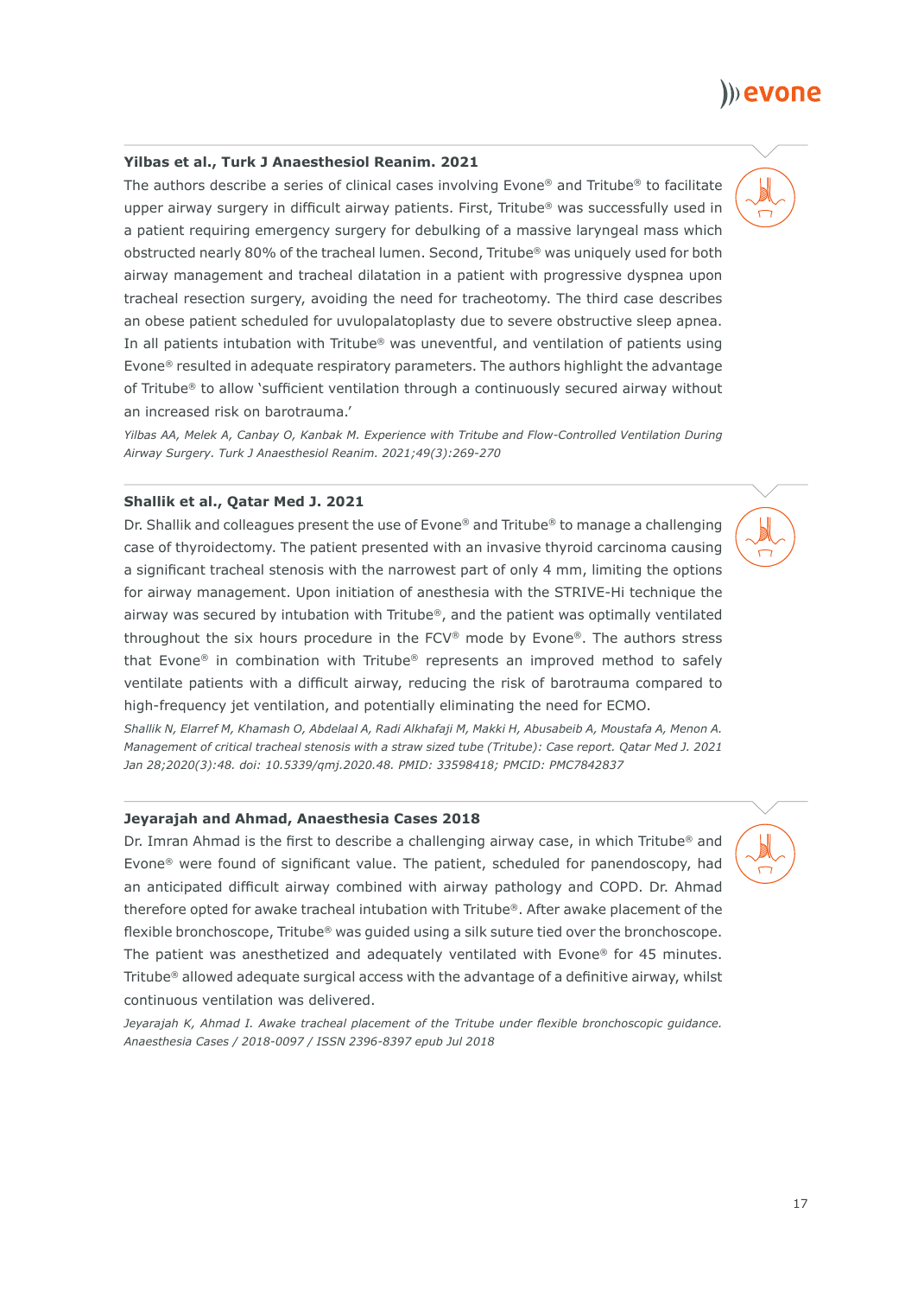### Yilbas et al., Turk J Anaesthesiol Reanim. 2021

The authors describe a series of clinical cases involving Evone® and Tritube® to facilitate upper airway surgery in difficult airway patients. First, Tritube® was successfully used in a patient requiring emergency surgery for debulking of a massive laryngeal mass which obstructed nearly 80% of the tracheal lumen. Second, Tritube® was uniquely used for both airway management and tracheal dilatation in a patient with progressive dyspnea upon tracheal resection surgery, avoiding the need for tracheotomy. The third case describes an obese patient scheduled for uvulopalatoplasty due to severe obstructive sleep apnea. In all patients intubation with Tritube® was uneventful, and ventilation of patients using Evone® resulted in adequate respiratory parameters. The authors highlight the advantage of Tritube® to allow 'sufficient ventilation through a continuously secured airway without an increased risk on barotrauma.'

*Yilbas AA, Melek A, Canbay O, Kanbak M. Experience with Tritube and Flow-Controlled Ventilation During Airway Surgery. Turk J Anaesthesiol Reanim. 2021;49(3):269-270*

### Shallik et al., Qatar Med J. 2021

Dr. Shallik and colleagues present the use of Evone® and Tritube® to manage a challenging case of thyroidectomy. The patient presented with an invasive thyroid carcinoma causing a significant tracheal stenosis with the narrowest part of only 4 mm, limiting the options for airway management. Upon initiation of anesthesia with the STRIVE-Hi technique the airway was secured by intubation with Tritube®, and the patient was optimally ventilated throughout the six hours procedure in the FCV® mode by Evone®. The authors stress that Evone® in combination with Tritube® represents an improved method to safely ventilate patients with a difficult airway, reducing the risk of barotrauma compared to high-frequency jet ventilation, and potentially eliminating the need for ECMO.

*Shallik N, Elarref M, Khamash O, Abdelaal A, Radi Alkhafaji M, Makki H, Abusabeib A, Moustafa A, Menon A. Management of critical tracheal stenosis with a straw sized tube (Tritube): Case report. Qatar Med J. 2021 Jan 28;2020(3):48. doi: 10.5339/qmj.2020.48. PMID: 33598418; PMCID: PMC7842837*

### Jeyarajah and Ahmad, Anaesthesia Cases 2018

Dr. Imran Ahmad is the first to describe a challenging airway case, in which Tritube® and Evone® were found of significant value. The patient, scheduled for panendoscopy, had an anticipated difficult airway combined with airway pathology and COPD. Dr. Ahmad therefore opted for awake tracheal intubation with Tritube®. After awake placement of the flexible bronchoscope, Tritube® was guided using a silk suture tied over the bronchoscope. The patient was anesthetized and adequately ventilated with Evone® for 45 minutes. Tritube® allowed adequate surgical access with the advantage of a definitive airway, whilst continuous ventilation was delivered.

*Jeyarajah K, Ahmad I. Awake tracheal placement of the Tritube under flexible bronchoscopic guidance. Anaesthesia Cases / 2018-0097 / ISSN 2396-8397 epub Jul 2018*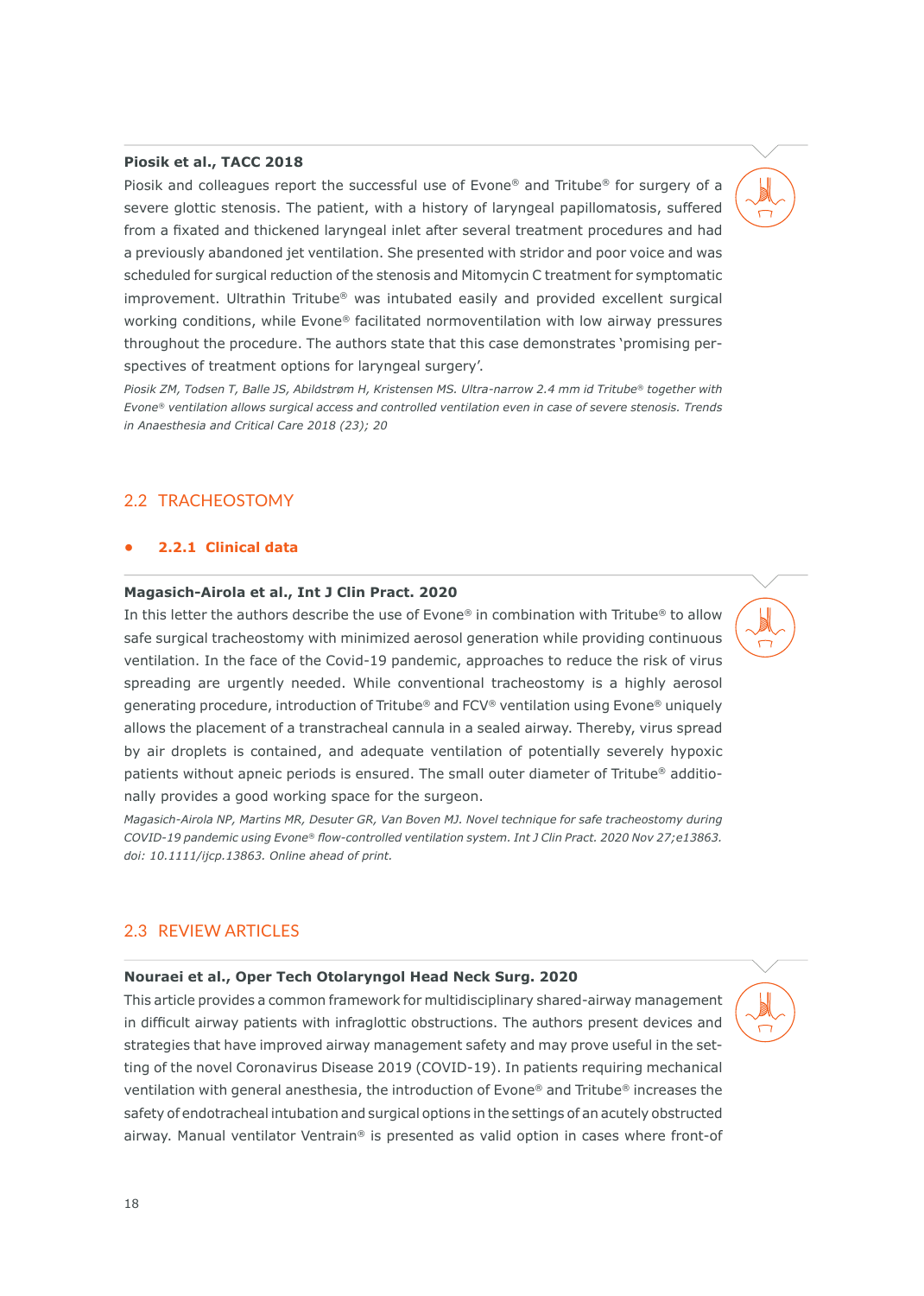**Piosik et al., TACC 2018**

Piosik and colleagues report the successful use of Evone® and Tritube® for surgery of a severe glottic stenosis. The patient, with a history of laryngeal papillomatosis, suffered from a fixated and thickened laryngeal inlet after several treatment procedures and had a previously abandoned jet ventilation. She presented with stridor and poor voice and was scheduled for surgical reduction of the stenosis and Mitomycin C treatment for symptomatic improvement. Ultrathin Tritube® was intubated easily and provided excellent surgical working conditions, while Evone® facilitated normoventilation with low airway pressures throughout the procedure. The authors state that this case demonstrates 'promising perspectives of treatment options for laryngeal surgery'.

*Piosik ZM, Todsen T, Balle JS, Abildstrøm H, Kristensen MS. Ultra-narrow 2.4 mm id Tritube® together with Evone® ventilation allows surgical access and controlled ventilation even in case of severe stenosis. Trends in Anaesthesia and Critical Care 2018 (23); 20*

## 2.2 TRACHEOSTOMY

### 2.2.1 Clinical data

**Magasich-Airola et al., Int J Clin Pract. 2020**

In this letter the authors describe the use of Evone® in combination with Tritube® to allow safe surgical tracheostomy with minimized aerosol generation while providing continuous ventilation. In the face of the Covid-19 pandemic, approaches to reduce the risk of virus spreading are urgently needed. While conventional tracheostomy is a highly aerosol generating procedure, introduction of Tritube® and FCV® ventilation using Evone® uniquely allows the placement of a transtracheal cannula in a sealed airway. Thereby, virus spread by air droplets is contained, and adequate ventilation of potentially severely hypoxic patients without apneic periods is ensured. The small outer diameter of Tritube® additionally provides a good working space for the surgeon.

*Magasich-Airola NP, Martins MR, Desuter GR, Van Boven MJ. Novel technique for safe tracheostomy during COVID-19 pandemic using Evone® flow-controlled ventilation system. Int J Clin Pract. 2020 Nov 27;e13863. doi: 10.1111/ijcp.13863. Online ahead of print.*

## 2.3 REVIEW ARTICLES

**Nouraei et al., Oper Tech Otolaryngol Head Neck Surg. 2020**

This article provides a common framework for multidisciplinary shared-airway management in difficult airway patients with infraglottic obstructions. The authors present devices and strategies that have improved airway management safety and may prove useful in the setting of the novel Coronavirus Disease 2019 (COVID-19). In patients requiring mechanical ventilation with general anesthesia, the introduction of Evone® and Tritube® increases the safety of endotracheal intubation and surgical options in the settings of an acutely obstructed airway. Manual ventilator Ventrain® is presented as valid option in cases where front-of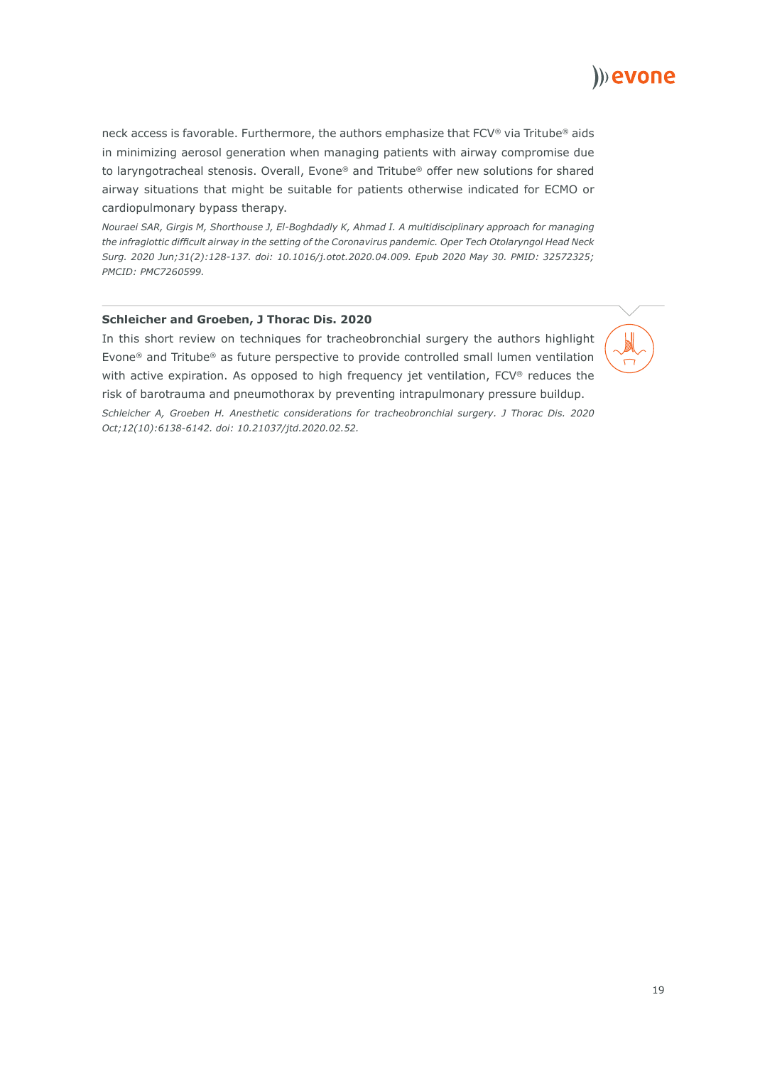neck access is favorable. Furthermore, the authors emphasize that FCV® via Tritube® aids in minimizing aerosol generation when managing patients with airway compromise due to laryngotracheal stenosis. Overall, Evone® and Tritube® offer new solutions for shared airway situations that might be suitable for patients otherwise indicated for ECMO or cardiopulmonary bypass therapy.

*Nouraei SAR, Girgis M, Shorthouse J, El-Boghdadly K, Ahmad I. A multidisciplinary approach for managing the infraglottic difficult airway in the setting of the Coronavirus pandemic. Oper Tech Otolaryngol Head Neck Surg. 2020 Jun;31(2):128-137. doi: 10.1016/j.otot.2020.04.009. Epub 2020 May 30. PMID: 32572325; PMCID: PMC7260599.*

**Schleicher and Groeben, J Thorac Dis. 2020**

In this short review on techniques for tracheobronchial surgery the authors highlight Evone® and Tritube® as future perspective to provide controlled small lumen ventilation with active expiration. As opposed to high frequency jet ventilation, FCV® reduces the risk of barotrauma and pneumothorax by preventing intrapulmonary pressure buildup.

*Schleicher A, Groeben H. Anesthetic considerations for tracheobronchial surgery. J Thorac Dis. 2020 Oct;12(10):6138-6142. doi: 10.21037/jtd.2020.02.52.*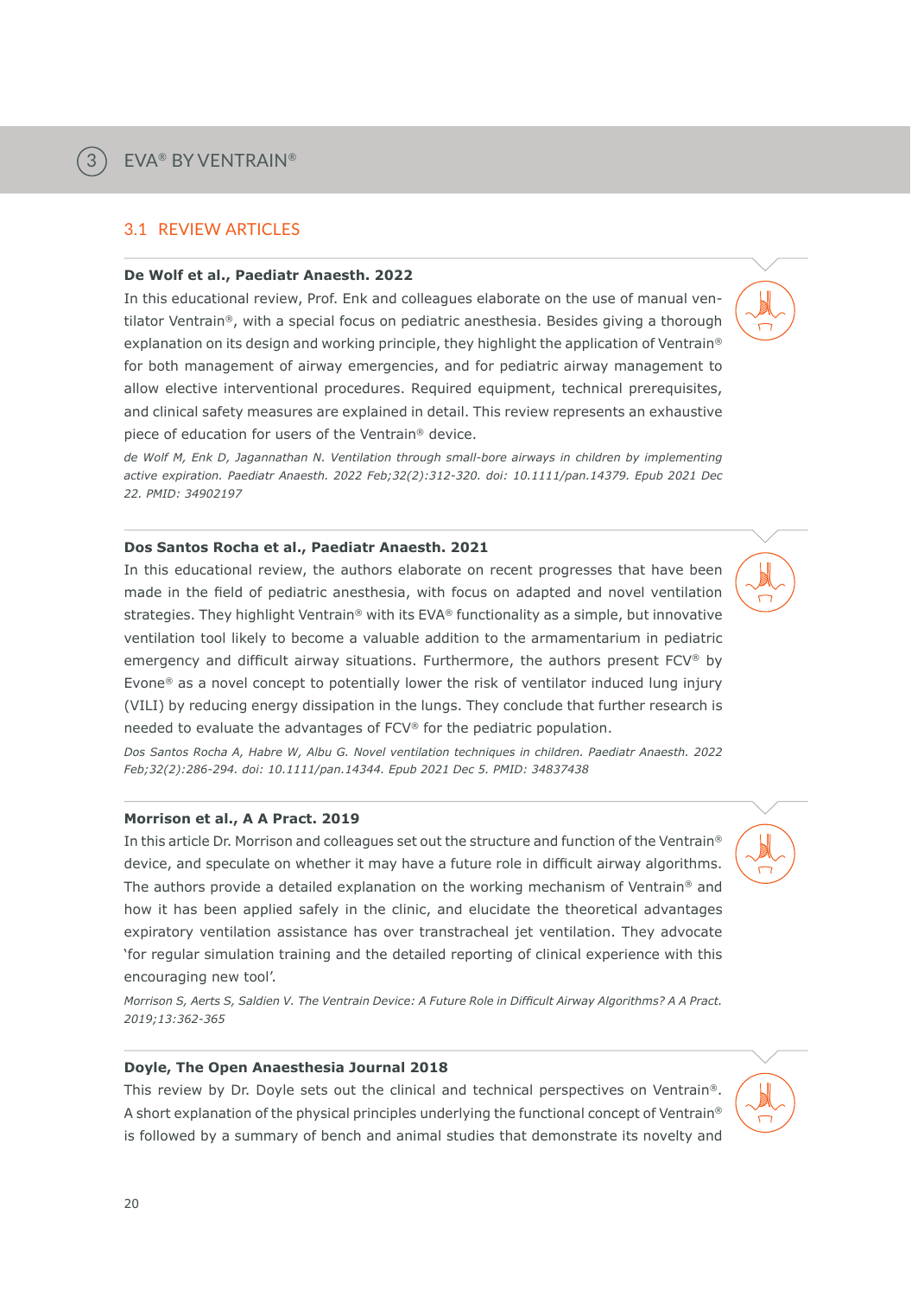# 3 EVA® BY VENTRAIN®

## 3.1 REVIEW ARTICLES

**De Wolf et al., Paediatr Anaesth. 2022**

In this educational review, Prof. Enk and colleagues elaborate on the use of manual ventilator Ventrain®, with a special focus on pediatric anesthesia. Besides giving a thorough explanation on its design and working principle, they highlight the application of Ventrain® for both management of airway emergencies, and for pediatric airway management to allow elective interventional procedures. Required equipment, technical prerequisites, and clinical safety measures are explained in detail. This review represents an exhaustive piece of education for users of the Ventrain® device.

*de Wolf M, Enk D, Jagannathan N. Ventilation through small-bore airways in children by implementing active expiration. Paediatr Anaesth. 2022 Feb;32(2):312-320. doi: 10.1111/pan.14379. Epub 2021 Dec 22. PMID: 34902197*

**Dos Santos Rocha et al., Paediatr Anaesth. 2021**

In this educational review, the authors elaborate on recent progresses that have been made in the field of pediatric anesthesia, with focus on adapted and novel ventilation strategies. They highlight Ventrain® with its EVA® functionality as a simple, but innovative ventilation tool likely to become a valuable addition to the armamentarium in pediatric emergency and difficult airway situations. Furthermore, the authors present FCV® by Evone® as a novel concept to potentially lower the risk of ventilator induced lung injury (VILI) by reducing energy dissipation in the lungs. They conclude that further research is needed to evaluate the advantages of FCV® for the pediatric population.

*Dos Santos Rocha A, Habre W, Albu G. Novel ventilation techniques in children. Paediatr Anaesth. 2022 Feb;32(2):286-294. doi: 10.1111/pan.14344. Epub 2021 Dec 5. PMID: 34837438*

**Morrison et al., A A Pract. 2019**

In this article Dr. Morrison and colleagues set out the structure and function of the Ventrain® device, and speculate on whether it may have a future role in difficult airway algorithms. The authors provide a detailed explanation on the working mechanism of Ventrain® and how it has been applied safely in the clinic, and elucidate the theoretical advantages expiratory ventilation assistance has over transtracheal jet ventilation. They advocate 'for regular simulation training and the detailed reporting of clinical experience with this encouraging new tool'.

*Morrison S, Aerts S, Saldien V. The Ventrain Device: A Future Role in Difficult Airway Algorithms? A A Pract. 2019;13:362-365*

**Doyle, The Open Anaesthesia Journal 2018**

This review by Dr. Doyle sets out the clinical and technical perspectives on Ventrain®. A short explanation of the physical principles underlying the functional concept of Ventrain® is followed by a summary of bench and animal studies that demonstrate its novelty and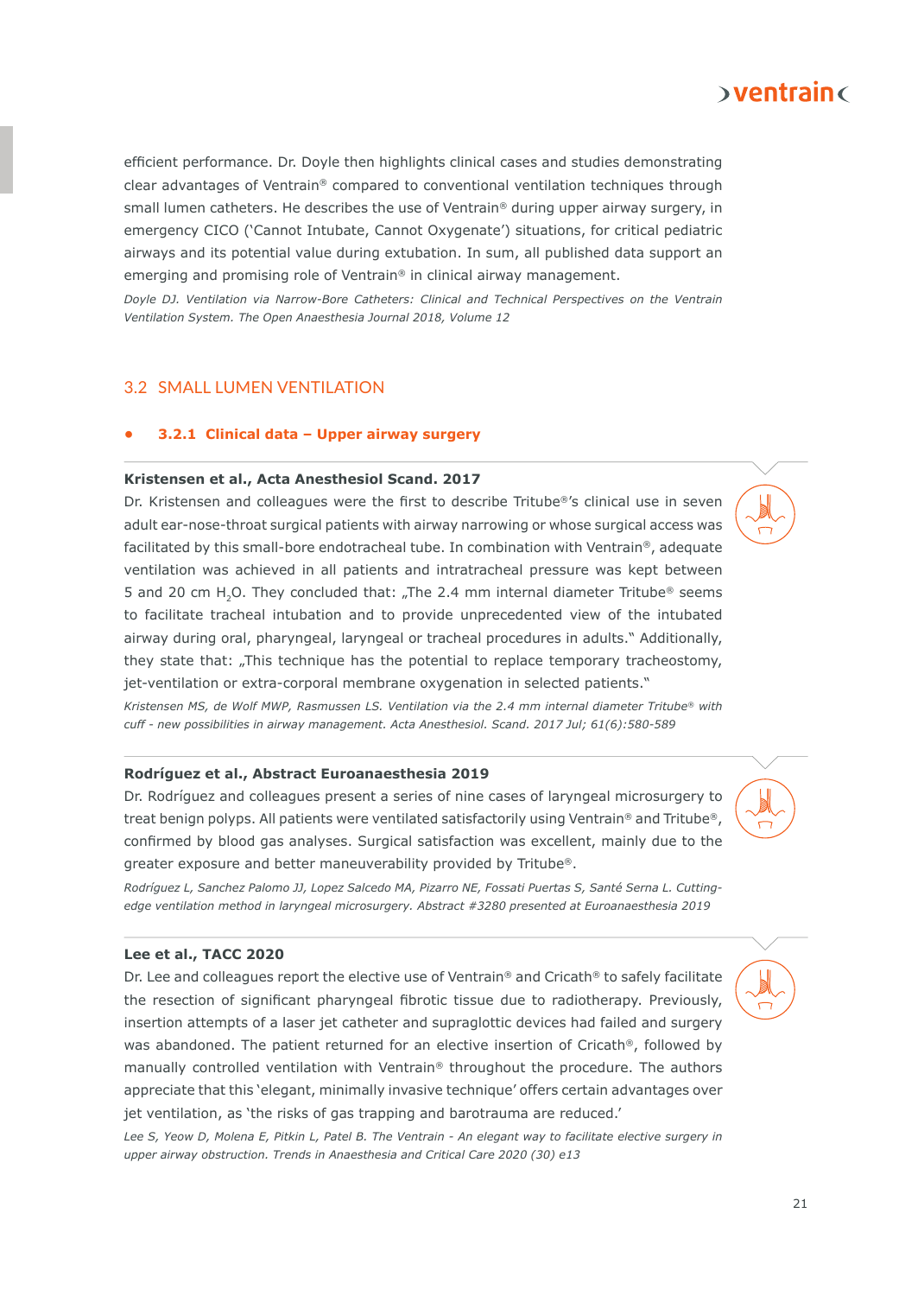efficient performance. Dr. Doyle then highlights clinical cases and studies demonstrating clear advantages of Ventrain® compared to conventional ventilation techniques through small lumen catheters. He describes the use of Ventrain® during upper airway surgery, in emergency CICO ('Cannot Intubate, Cannot Oxygenate') situations, for critical pediatric airways and its potential value during extubation. In sum, all published data support an emerging and promising role of Ventrain® in clinical airway management.

*Doyle DJ. Ventilation via Narrow-Bore Catheters: Clinical and Technical Perspectives on the Ventrain Ventilation System. The Open Anaesthesia Journal 2018, Volume 12*

## 3.2 SMALL LUMEN VENTILATION

### • 3.2.1 Clinical data – Upper airway surgery

**Kristensen et al., Acta Anesthesiol Scand. 2017**

Dr. Kristensen and colleagues were the first to describe Tritube®'s clinical use in seven adult ear-nose-throat surgical patients with airway narrowing or whose surgical access was facilitated by this small-bore endotracheal tube. In combination with Ventrain®, adequate ventilation was achieved in all patients and intratracheal pressure was kept between 5 and 20 cm $H_2O$. They concluded that: „The 2.4 mm internal diameter Tritube® seems to facilitate tracheal intubation and to provide unprecedented view of the intubated airway during oral, pharyngeal, laryngeal or tracheal procedures in adults." Additionally, they state that: „This technique has the potential to replace temporary tracheostomy, jet-ventilation or extra-corporal membrane oxygenation in selected patients."

*Kristensen MS, de Wolf MWP, Rasmussen LS. Ventilation via the 2.4 mm internal diameter Tritube® with cuff - new possibilities in airway management. Acta Anesthesiol. Scand. 2017 Jul; 61(6):580-589*

**Rodríguez et al., Abstract Euroanaesthesia 2019**

Dr. Rodríguez and colleagues present a series of nine cases of laryngeal microsurgery to treat benign polyps. All patients were ventilated satisfactorily using Ventrain® and Tritube®, confirmed by blood gas analyses. Surgical satisfaction was excellent, mainly due to the greater exposure and better maneuverability provided by Tritube®.

*Rodríguez L, Sanchez Palomo JJ, Lopez Salcedo MA, Pizarro NE, Fossati Puertas S, Santé Serna L. Cutting-edge ventilation method in laryngeal microsurgery. Abstract #3280 presented at Euroanaesthesia 2019*

**Lee et al., TACC 2020**

Dr. Lee and colleagues report the elective use of Ventrain® and Cricath® to safely facilitate the resection of significant pharyngeal fibrotic tissue due to radiotherapy. Previously, insertion attempts of a laser jet catheter and supraglottic devices had failed and surgery was abandoned. The patient returned for an elective insertion of Cricath®, followed by manually controlled ventilation with Ventrain® throughout the procedure. The authors appreciate that this 'elegant, minimally invasive technique' offers certain advantages over jet ventilation, as 'the risks of gas trapping and barotrauma are reduced.'

*Lee S, Yeow D, Molena E, Pitkin L, Patel B. The Ventrain - An elegant way to facilitate elective surgery in upper airway obstruction. Trends in Anaesthesia and Critical Care 2020 (30) e13*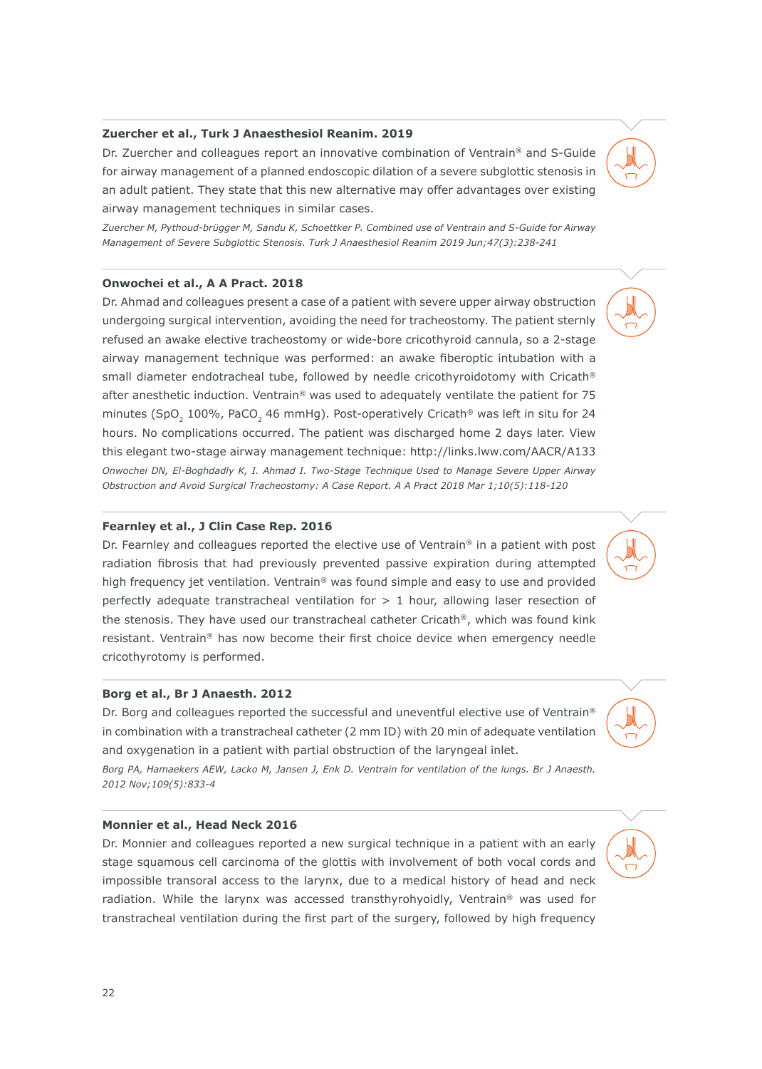### Zuercher et al., Turk J Anaesthesiol Reanim. 2019

Dr. Zuercher and colleagues report an innovative combination of Ventrain® and S-Guide for airway management of a planned endoscopic dilation of a severe subglottic stenosis in an adult patient. They state that this new alternative may offer advantages over existing airway management techniques in similar cases.

*Zuercher M, Pythoud-brügger M, Sandu K, Schoettker P. Combined use of Ventrain and S-Guide for Airway Management of Severe Subglottic Stenosis. Turk J Anaesthesiol Reanim 2019 Jun;47(3):238-241*

### Onwochei et al., A A Pract. 2018

Dr. Ahmad and colleagues present a case of a patient with severe upper airway obstruction undergoing surgical intervention, avoiding the need for tracheostomy. The patient sternly refused an awake elective tracheostomy or wide-bore cricothyroid cannula, so a 2-stage airway management technique was performed: an awake fiberoptic intubation with a small diameter endotracheal tube, followed by needle cricothyroidotomy with Cricath® after anesthetic induction. Ventrain® was used to adequately ventilate the patient for 75 minutes ($SpO_2$ 100%, $PaCO_2$ 46 mmHg). Post-operatively Cricath® was left in situ for 24 hours. No complications occurred. The patient was discharged home 2 days later. View this elegant two-stage airway management technique: http://links.lww.com/AACR/A133

*Onwochei DN, El-Boghdadly K, I. Ahmad I. Two-Stage Technique Used to Manage Severe Upper Airway Obstruction and Avoid Surgical Tracheostomy: A Case Report. A A Pract 2018 Mar 1;10(5):118-120*

### Fearnley et al., J Clin Case Rep. 2016

Dr. Fearnley and colleagues reported the elective use of Ventrain® in a patient with post radiation fibrosis that had previously prevented passive expiration during attempted high frequency jet ventilation. Ventrain® was found simple and easy to use and provided perfectly adequate transtracheal ventilation for > 1 hour, allowing laser resection of the stenosis. They have used our transtracheal catheter Cricath®, which was found kink resistant. Ventrain® has now become their first choice device when emergency needle cricothyrotomy is performed.

### Borg et al., Br J Anaesth. 2012

Dr. Borg and colleagues reported the successful and uneventful elective use of Ventrain® in combination with a transtracheal catheter (2 mm ID) with 20 min of adequate ventilation and oxygenation in a patient with partial obstruction of the laryngeal inlet.

*Borg PA, Hamaekers AEW, Lacko M, Jansen J, Enk D. Ventrain for ventilation of the lungs. Br J Anaesth. 2012 Nov;109(5):833-4*

### Monnier et al., Head Neck 2016

Dr. Monnier and colleagues reported a new surgical technique in a patient with an early stage squamous cell carcinoma of the glottis with involvement of both vocal cords and impossible transoral access to the larynx, due to a medical history of head and neck radiation. While the larynx was accessed transthyrohyoidly, Ventrain® was used for transtracheal ventilation during the first part of the surgery, followed by high frequency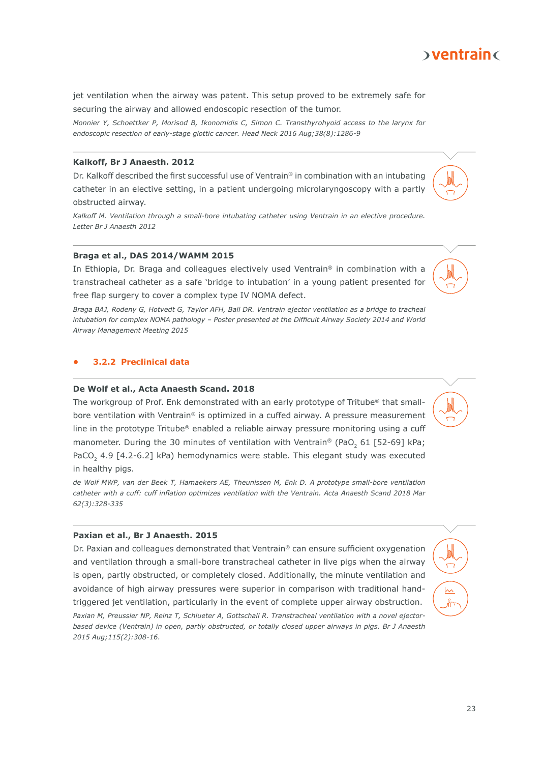jet ventilation when the airway was patent. This setup proved to be extremely safe for securing the airway and allowed endoscopic resection of the tumor.

*Monnier Y, Schoettker P, Morisod B, Ikonomidis C, Simon C. Transthyrohyoid access to the larynx for endoscopic resection of early-stage glottic cancer. Head Neck 2016 Aug;38(8):1286-9*

**Kalkoff, Br J Anaesth. 2012**

Dr. Kalkoff described the first successful use of Ventrain® in combination with an intubating catheter in an elective setting, in a patient undergoing microlaryngoscopy with a partly obstructed airway.

*Kalkoff M. Ventilation through a small-bore intubating catheter using Ventrain in an elective procedure. Letter Br J Anaesth 2012*

**Braga et al., DAS 2014/WAMM 2015**

In Ethiopia, Dr. Braga and colleagues electively used Ventrain® in combination with a transtracheal catheter as a safe 'bridge to intubation' in a young patient presented for free flap surgery to cover a complex type IV NOMA defect.

*Braga BAJ, Rodeny G, Hotvedt G, Taylor AFH, Ball DR. Ventrain ejector ventilation as a bridge to tracheal intubation for complex NOMA pathology – Poster presented at the Difficult Airway Society 2014 and World Airway Management Meeting 2015*

## 3.2.2 Preclinical data

**De Wolf et al., Acta Anaesth Scand. 2018**

The workgroup of Prof. Enk demonstrated with an early prototype of Tritube® that small-bore ventilation with Ventrain® is optimized in a cuffed airway. A pressure measurement line in the prototype Tritube® enabled a reliable airway pressure monitoring using a cuff manometer. During the 30 minutes of ventilation with Ventrain® ($PaO_2$ 61 [52-69] kPa; $PaCO_2$ 4.9 [4.2-6.2] kPa) hemodynamics were stable. This elegant study was executed in healthy pigs.

*de Wolf MWP, van der Beek T, Hamaekers AE, Theunissen M, Enk D. A prototype small-bore ventilation catheter with a cuff: cuff inflation optimizes ventilation with the Ventrain. Acta Anaesth Scand 2018 Mar 62(3):328-335*

**Paxian et al., Br J Anaesth. 2015**

Dr. Paxian and colleagues demonstrated that Ventrain® can ensure sufficient oxygenation and ventilation through a small-bore transtracheal catheter in live pigs when the airway is open, partly obstructed, or completely closed. Additionally, the minute ventilation and avoidance of high airway pressures were superior in comparison with traditional hand-triggered jet ventilation, particularly in the event of complete upper airway obstruction.

*Paxian M, Preussler NP, Reinz T, Schlueter A, Gottschall R. Transtracheal ventilation with a novel ejector-based device (Ventrain) in open, partly obstructed, or totally closed upper airways in pigs. Br J Anaesth 2015 Aug;115(2):308-16.*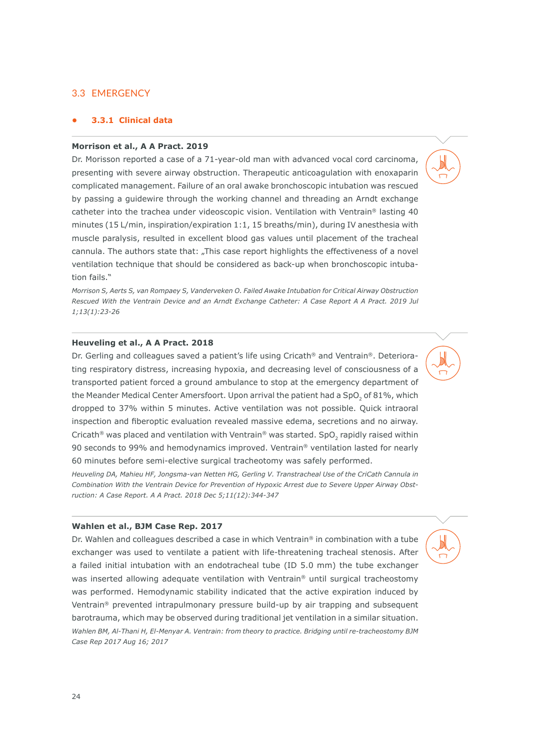## 3.3 EMERGENCY

### 3.3.1 Clinical data

**Morrison et al., A A Pract. 2019**

Dr. Morisson reported a case of a 71-year-old man with advanced vocal cord carcinoma, presenting with severe airway obstruction. Therapeutic anticoagulation with enoxaparin complicated management. Failure of an oral awake bronchoscopic intubation was rescued by passing a guidewire through the working channel and threading an Arndt exchange catheter into the trachea under videoscopic vision. Ventilation with Ventrain® lasting 40 minutes (15 L/min, inspiration/expiration 1:1, 15 breaths/min), during IV anesthesia with muscle paralysis, resulted in excellent blood gas values until placement of the tracheal cannula. The authors state that: „This case report highlights the effectiveness of a novel ventilation technique that should be considered as back-up when bronchoscopic intubation fails."

*Morrison S, Aerts S, van Rompaey S, Vanderveken O. Failed Awake Intubation for Critical Airway Obstruction Rescued With the Ventrain Device and an Arndt Exchange Catheter: A Case Report A A Pract. 2019 Jul 1;13(1):23-26*

**Heuveling et al., A A Pract. 2018**

Dr. Gerling and colleagues saved a patient's life using Cricath® and Ventrain®. Deteriorating respiratory distress, increasing hypoxia, and decreasing level of consciousness of a transported patient forced a ground ambulance to stop at the emergency department of the Meander Medical Center Amersfoort. Upon arrival the patient had a $SpO_2$ of 81%, which dropped to 37% within 5 minutes. Active ventilation was not possible. Quick intraoral inspection and fiberoptic evaluation revealed massive edema, secretions and no airway. Cricath® was placed and ventilation with Ventrain® was started. $SpO_2$ rapidly raised within 90 seconds to 99% and hemodynamics improved. Ventrain® ventilation lasted for nearly 60 minutes before semi-elective surgical tracheotomy was safely performed.

*Heuveling DA, Mahieu HF, Jongsma-van Netten HG, Gerling V. Transtracheal Use of the CriCath Cannula in Combination With the Ventrain Device for Prevention of Hypoxic Arrest due to Severe Upper Airway Obstruction: A Case Report. A A Pract. 2018 Dec 5;11(12):344-347*

**Wahlen et al., BJM Case Rep. 2017**

Dr. Wahlen and colleagues described a case in which Ventrain® in combination with a tube exchanger was used to ventilate a patient with life-threatening tracheal stenosis. After a failed initial intubation with an endotracheal tube (ID 5.0 mm) the tube exchanger was inserted allowing adequate ventilation with Ventrain® until surgical tracheostomy was performed. Hemodynamic stability indicated that the active expiration induced by Ventrain® prevented intrapulmonary pressure build-up by air trapping and subsequent barotrauma, which may be observed during traditional jet ventilation in a similar situation.

*Wahlen BM, Al-Thani H, El-Menyar A. Ventrain: from theory to practice. Bridging until re-tracheostomy BJM Case Rep 2017 Aug 16; 2017*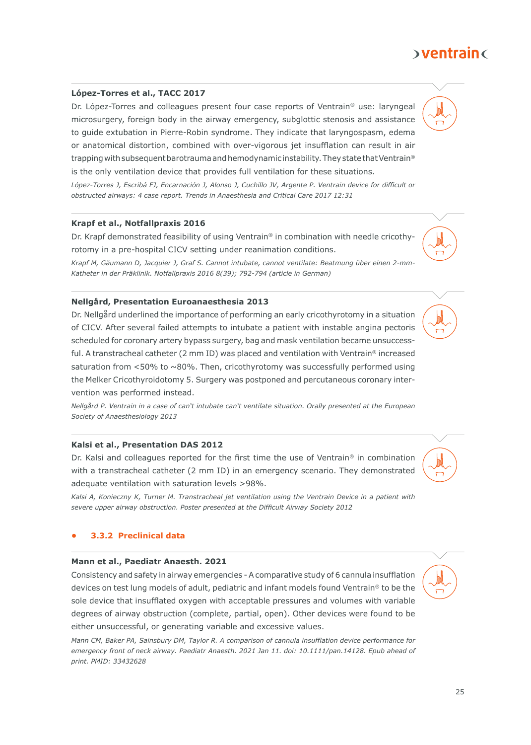### López-Torres et al., TACC 2017

Dr. López-Torres and colleagues present four case reports of Ventrain® use: laryngeal microsurgery, foreign body in the airway emergency, subglottic stenosis and assistance to guide extubation in Pierre-Robin syndrome. They indicate that laryngospasm, edema or anatomical distortion, combined with over-vigorous jet insufflation can result in air trapping with subsequent barotrauma and hemodynamic instability. They state that Ventrain® is the only ventilation device that provides full ventilation for these situations.

*López-Torres J, Escribá FJ, Encarnación J, Alonso J, Cuchillo JV, Argente P. Ventrain device for difficult or obstructed airways: 4 case report. Trends in Anaesthesia and Critical Care 2017 12:31*

### Krapf et al., Notfallpraxis 2016

Dr. Krapf demonstrated feasibility of using Ventrain® in combination with needle cricothyrotomy in a pre-hospital CICV setting under reanimation conditions.

*Krapf M, Gäumann D, Jacquier J, Graf S. Cannot intubate, cannot ventilate: Beatmung über einen 2-mm-Katheter in der Präklinik. Notfallpraxis 2016 8(39); 792-794 (article in German)*

### Nellgård, Presentation Euroanaesthesia 2013

Dr. Nellgård underlined the importance of performing an early cricothyrotomy in a situation of CICV. After several failed attempts to intubate a patient with instable angina pectoris scheduled for coronary artery bypass surgery, bag and mask ventilation became unsuccessful. A transtracheal catheter (2 mm ID) was placed and ventilation with Ventrain® increased saturation from <50% to ~80%. Then, cricothyrotomy was successfully performed using the Melker Cricothyroidotomy 5. Surgery was postponed and percutaneous coronary intervention was performed instead.

*Nellgård P. Ventrain in a case of can't intubate can't ventilate situation. Orally presented at the European Society of Anaesthesiology 2013*

### Kalsi et al., Presentation DAS 2012

Dr. Kalsi and colleagues reported for the first time the use of Ventrain® in combination with a transtracheal catheter (2 mm ID) in an emergency scenario. They demonstrated adequate ventilation with saturation levels >98%.

*Kalsi A, Konieczny K, Turner M. Transtracheal jet ventilation using the Ventrain Device in a patient with severe upper airway obstruction. Poster presented at the Difficult Airway Society 2012*

## 3.3.2 Preclinical data

### Mann et al., Paediatr Anaesth. 2021

Consistency and safety in airway emergencies - A comparative study of 6 cannula insufflation devices on test lung models of adult, pediatric and infant models found Ventrain® to be the sole device that insufflated oxygen with acceptable pressures and volumes with variable degrees of airway obstruction (complete, partial, open). Other devices were found to be either unsuccessful, or generating variable and excessive values.

*Mann CM, Baker PA, Sainsbury DM, Taylor R. A comparison of cannula insufflation device performance for emergency front of neck airway. Paediatr Anaesth. 2021 Jan 11. doi: 10.1111/pan.14128. Epub ahead of print. PMID: 33432628*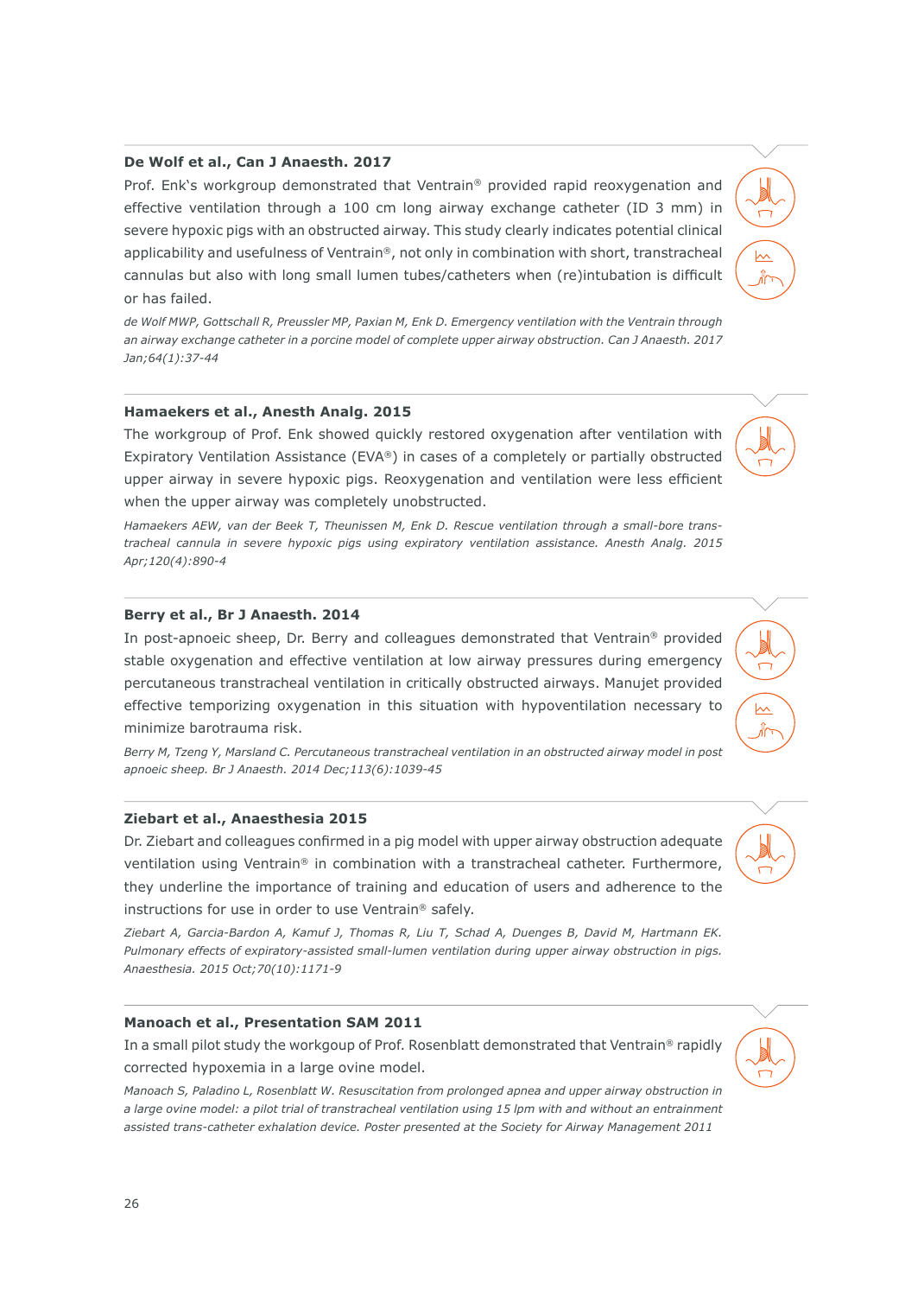### De Wolf et al., Can J Anaesth. 2017

Prof. Enk's workgroup demonstrated that Ventrain® provided rapid reoxygenation and effective ventilation through a 100 cm long airway exchange catheter (ID 3 mm) in severe hypoxic pigs with an obstructed airway. This study clearly indicates potential clinical applicability and usefulness of Ventrain®, not only in combination with short, transtracheal cannulas but also with long small lumen tubes/catheters when (re)intubation is difficult or has failed.

*de Wolf MWP, Gottschall R, Preussler MP, Paxian M, Enk D. Emergency ventilation with the Ventrain through an airway exchange catheter in a porcine model of complete upper airway obstruction. Can J Anaesth. 2017 Jan;64(1):37-44*

### Hamaekers et al., Anesth Analg. 2015

The workgroup of Prof. Enk showed quickly restored oxygenation after ventilation with Expiratory Ventilation Assistance (EVA®) in cases of a completely or partially obstructed upper airway in severe hypoxic pigs. Reoxygenation and ventilation were less efficient when the upper airway was completely unobstructed.

*Hamaekers AEW, van der Beek T, Theunissen M, Enk D. Rescue ventilation through a small-bore transtracheal cannula in severe hypoxic pigs using expiratory ventilation assistance. Anesth Analg. 2015 Apr;120(4):890-4*

### Berry et al., Br J Anaesth. 2014

In post-apnoeic sheep, Dr. Berry and colleagues demonstrated that Ventrain® provided stable oxygenation and effective ventilation at low airway pressures during emergency percutaneous transtracheal ventilation in critically obstructed airways. Manujet provided effective temporizing oxygenation in this situation with hypoventilation necessary to minimize barotrauma risk.

*Berry M, Tzeng Y, Marsland C. Percutaneous transtracheal ventilation in an obstructed airway model in post apnoeic sheep. Br J Anaesth. 2014 Dec;113(6):1039-45*

### Ziebart et al., Anaesthesia 2015

Dr. Ziebart and colleagues confirmed in a pig model with upper airway obstruction adequate ventilation using Ventrain® in combination with a transtracheal catheter. Furthermore, they underline the importance of training and education of users and adherence to the instructions for use in order to use Ventrain® safely.

*Ziebart A, Garcia-Bardon A, Kamuf J, Thomas R, Liu T, Schad A, Duenges B, David M, Hartmann EK. Pulmonary effects of expiratory-assisted small-lumen ventilation during upper airway obstruction in pigs. Anaesthesia. 2015 Oct;70(10):1171-9*

### Manoach et al., Presentation SAM 2011

In a small pilot study the workgoup of Prof. Rosenblatt demonstrated that Ventrain® rapidly corrected hypoxemia in a large ovine model.

*Manoach S, Paladino L, Rosenblatt W. Resuscitation from prolonged apnea and upper airway obstruction in a large ovine model: a pilot trial of transtracheal ventilation using 15 lpm with and without an entrainment assisted trans-catheter exhalation device. Poster presented at the Society for Airway Management 2011*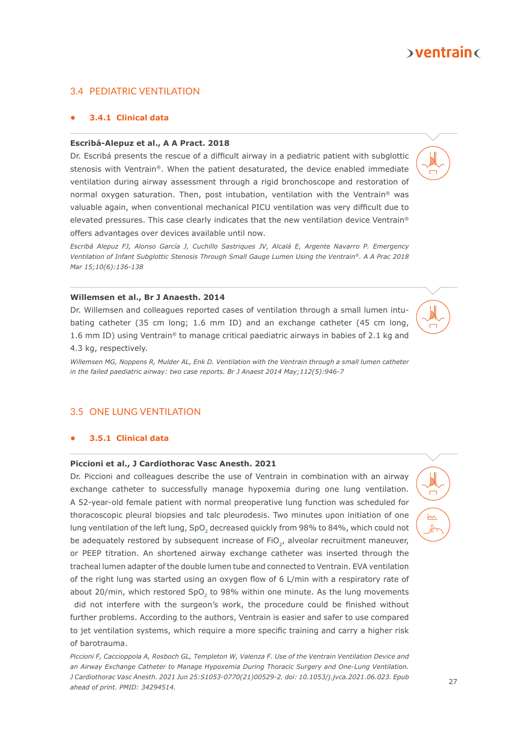## 3.4 PEDIATRIC VENTILATION

### 3.4.1 Clinical data

**Escribá-Alepuz et al., A A Pract. 2018**

Dr. Escribá presents the rescue of a difficult airway in a pediatric patient with subglottic stenosis with Ventrain®. When the patient desaturated, the device enabled immediate ventilation during airway assessment through a rigid bronchoscope and restoration of normal oxygen saturation. Then, post intubation, ventilation with the Ventrain® was valuable again, when conventional mechanical PICU ventilation was very difficult due to elevated pressures. This case clearly indicates that the new ventilation device Ventrain® offers advantages over devices available until now.

*Escribá Alepuz FJ, Alonso García J, Cuchillo Sastriques JV, Alcalá E, Argente Navarro P. Emergency Ventilation of Infant Subglottic Stenosis Through Small Gauge Lumen Using the Ventrain®. A A Prac 2018 Mar 15;10(6):136-138*

**Willemsen et al., Br J Anaesth. 2014**

Dr. Willemsen and colleagues reported cases of ventilation through a small lumen intubating catheter (35 cm long; 1.6 mm ID) and an exchange catheter (45 cm long, 1.6 mm ID) using Ventrain® to manage critical paediatric airways in babies of 2.1 kg and 4.3 kg, respectively.

*Willemsen MG, Noppens R, Mulder AL, Enk D. Ventilation with the Ventrain through a small lumen catheter in the failed paediatric airway: two case reports. Br J Anaest 2014 May;112(5):946-7*

## 3.5 ONE LUNG VENTILATION

### 3.5.1 Clinical data

**Piccioni et al., J Cardiothorac Vasc Anesth. 2021**

Dr. Piccioni and colleagues describe the use of Ventrain in combination with an airway exchange catheter to successfully manage hypoxemia during one lung ventilation. A 52-year-old female patient with normal preoperative lung function was scheduled for thoracoscopic pleural biopsies and talc pleurodesis. Two minutes upon initiation of one lung ventilation of the left lung, $SpO_2$ decreased quickly from 98% to 84%, which could not be adequately restored by subsequent increase of $FiO_2$, alveolar recruitment maneuver, or PEEP titration. An shortened airway exchange catheter was inserted through the tracheal lumen adapter of the double lumen tube and connected to Ventrain. EVA ventilation of the right lung was started using an oxygen flow of 6 L/min with a respiratory rate of about 20/min, which restored $SpO_2$ to 98% within one minute. As the lung movements did not interfere with the surgeon's work, the procedure could be finished without further problems. According to the authors, Ventrain is easier and safer to use compared to jet ventilation systems, which require a more specific training and carry a higher risk of barotrauma.

*Piccioni F, Caccioppola A, Rosboch GL, Templeton W, Valenza F. Use of the Ventrain Ventilation Device and an Airway Exchange Catheter to Manage Hypoxemia During Thoracic Surgery and One-Lung Ventilation. J Cardiothorac Vasc Anesth. 2021 Jun 25:S1053-0770(21)00529-2. doi: 10.1053/j.jvca.2021.06.023. Epub ahead of print. PMID: 34294514.*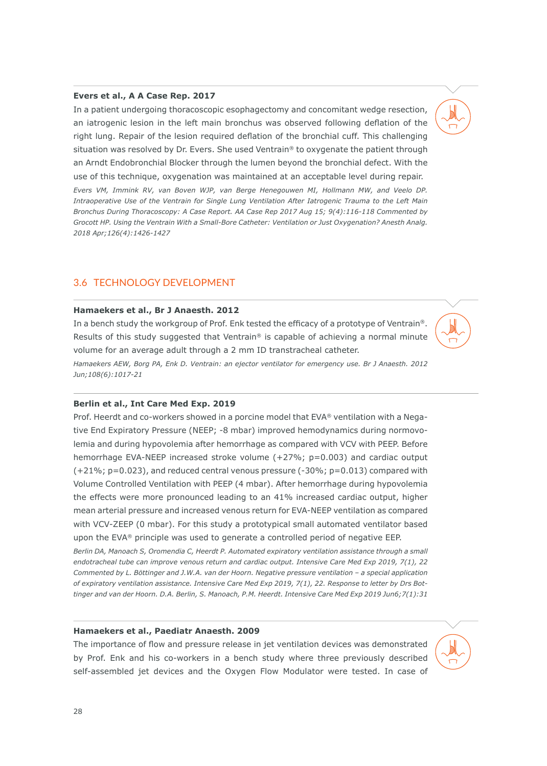**Evers et al., A A Case Rep. 2017**

In a patient undergoing thoracoscopic esophagectomy and concomitant wedge resection, an iatrogenic lesion in the left main bronchus was observed following deflation of the right lung. Repair of the lesion required deflation of the bronchial cuff. This challenging situation was resolved by Dr. Evers. She used Ventrain® to oxygenate the patient through an Arndt Endobronchial Blocker through the lumen beyond the bronchial defect. With the use of this technique, oxygenation was maintained at an acceptable level during repair.

*Evers VM, Immink RV, van Boven WJP, van Berge Henegouwen MI, Hollmann MW, and Veelo DP. Intraoperative Use of the Ventrain for Single Lung Ventilation After Iatrogenic Trauma to the Left Main Bronchus During Thoracoscopy: A Case Report. AA Case Rep 2017 Aug 15; 9(4):116-118 Commented by Grocott HP. Using the Ventrain With a Small-Bore Catheter: Ventilation or Just Oxygenation? Anesth Analg. 2018 Apr;126(4):1426-1427*

## 3.6 TECHNOLOGY DEVELOPMENT

**Hamaekers et al., Br J Anaesth. 2012**

In a bench study the workgroup of Prof. Enk tested the efficacy of a prototype of Ventrain®. Results of this study suggested that Ventrain® is capable of achieving a normal minute volume for an average adult through a 2 mm ID transtracheal catheter.

*Hamaekers AEW, Borg PA, Enk D. Ventrain: an ejector ventilator for emergency use. Br J Anaesth. 2012 Jun;108(6):1017-21*

**Berlin et al., Int Care Med Exp. 2019**

Prof. Heerdt and co-workers showed in a porcine model that EVA® ventilation with a Negative End Expiratory Pressure (NEEP; -8 mbar) improved hemodynamics during normovolemia and during hypovolemia after hemorrhage as compared with VCV with PEEP. Before hemorrhage EVA-NEEP increased stroke volume (+27%; p=0.003) and cardiac output (+21%; p=0.023), and reduced central venous pressure (-30%; p=0.013) compared with Volume Controlled Ventilation with PEEP (4 mbar). After hemorrhage during hypovolemia the effects were more pronounced leading to an 41% increased cardiac output, higher mean arterial pressure and increased venous return for EVA-NEEP ventilation as compared with VCV-ZEEP (0 mbar). For this study a prototypical small automated ventilator based upon the EVA® principle was used to generate a controlled period of negative EEP.

*Berlin DA, Manoach S, Oromendia C, Heerdt P. Automated expiratory ventilation assistance through a small endotracheal tube can improve venous return and cardiac output. Intensive Care Med Exp 2019, 7(1), 22 Commented by L. Böttinger and J.W.A. van der Hoorn. Negative pressure ventilation – a special application of expiratory ventilation assistance. Intensive Care Med Exp 2019, 7(1), 22. Response to letter by Drs Bottinger and van der Hoorn. D.A. Berlin, S. Manoach, P.M. Heerdt. Intensive Care Med Exp 2019 Jun6;7(1):31*

**Hamaekers et al., Paediatr Anaesth. 2009**

The importance of flow and pressure release in jet ventilation devices was demonstrated by Prof. Enk and his co-workers in a bench study where three previously described self-assembled jet devices and the Oxygen Flow Modulator were tested. In case of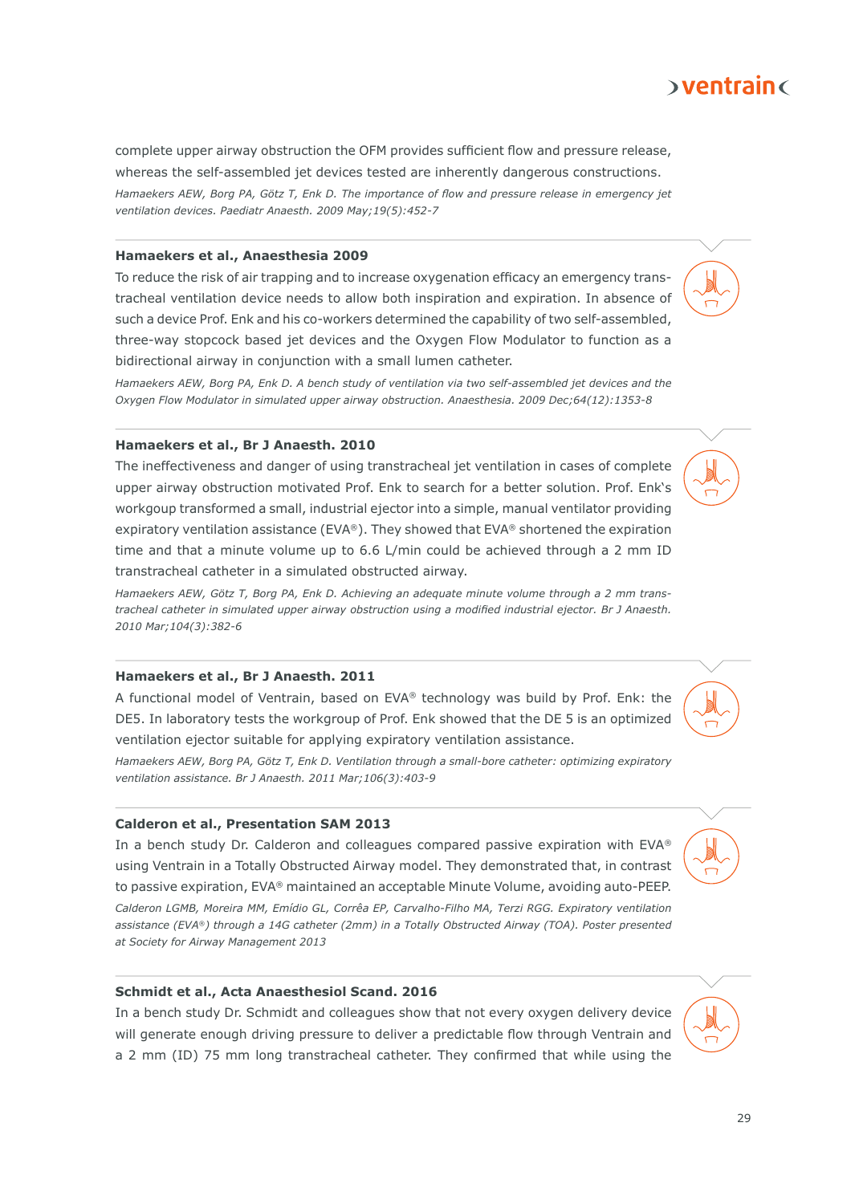complete upper airway obstruction the OFM provides sufficient flow and pressure release, whereas the self-assembled jet devices tested are inherently dangerous constructions.

*Hamaekers AEW, Borg PA, Götz T, Enk D. The importance of flow and pressure release in emergency jet ventilation devices. Paediatr Anaesth. 2009 May;19(5):452-7*

**Hamaekers et al., Anaesthesia 2009**

To reduce the risk of air trapping and to increase oxygenation efficacy an emergency transtracheal ventilation device needs to allow both inspiration and expiration. In absence of such a device Prof. Enk and his co-workers determined the capability of two self-assembled, three-way stopcock based jet devices and the Oxygen Flow Modulator to function as a bidirectional airway in conjunction with a small lumen catheter.

*Hamaekers AEW, Borg PA, Enk D. A bench study of ventilation via two self-assembled jet devices and the Oxygen Flow Modulator in simulated upper airway obstruction. Anaesthesia. 2009 Dec;64(12):1353-8*

**Hamaekers et al., Br J Anaesth. 2010**

The ineffectiveness and danger of using transtracheal jet ventilation in cases of complete upper airway obstruction motivated Prof. Enk to search for a better solution. Prof. Enk's workgoup transformed a small, industrial ejector into a simple, manual ventilator providing expiratory ventilation assistance (EVA®). They showed that EVA® shortened the expiration time and that a minute volume up to 6.6 L/min could be achieved through a 2 mm ID transtracheal catheter in a simulated obstructed airway.

*Hamaekers AEW, Götz T, Borg PA, Enk D. Achieving an adequate minute volume through a 2 mm transtracheal catheter in simulated upper airway obstruction using a modified industrial ejector. Br J Anaesth. 2010 Mar;104(3):382-6*

**Hamaekers et al., Br J Anaesth. 2011**

A functional model of Ventrain, based on EVA® technology was build by Prof. Enk: the DE5. In laboratory tests the workgroup of Prof. Enk showed that the DE 5 is an optimized ventilation ejector suitable for applying expiratory ventilation assistance.

*Hamaekers AEW, Borg PA, Götz T, Enk D. Ventilation through a small-bore catheter: optimizing expiratory ventilation assistance. Br J Anaesth. 2011 Mar;106(3):403-9*

**Calderon et al., Presentation SAM 2013**

In a bench study Dr. Calderon and colleagues compared passive expiration with EVA® using Ventrain in a Totally Obstructed Airway model. They demonstrated that, in contrast to passive expiration, EVA® maintained an acceptable Minute Volume, avoiding auto-PEEP.

*Calderon LGMB, Moreira MM, Emídio GL, Corrêa EP, Carvalho-Filho MA, Terzi RGG. Expiratory ventilation assistance (EVA®) through a 14G catheter (2mm) in a Totally Obstructed Airway (TOA). Poster presented at Society for Airway Management 2013*

**Schmidt et al., Acta Anaesthesiol Scand. 2016**

In a bench study Dr. Schmidt and colleagues show that not every oxygen delivery device will generate enough driving pressure to deliver a predictable flow through Ventrain and a 2 mm (ID) 75 mm long transtracheal catheter. They confirmed that while using the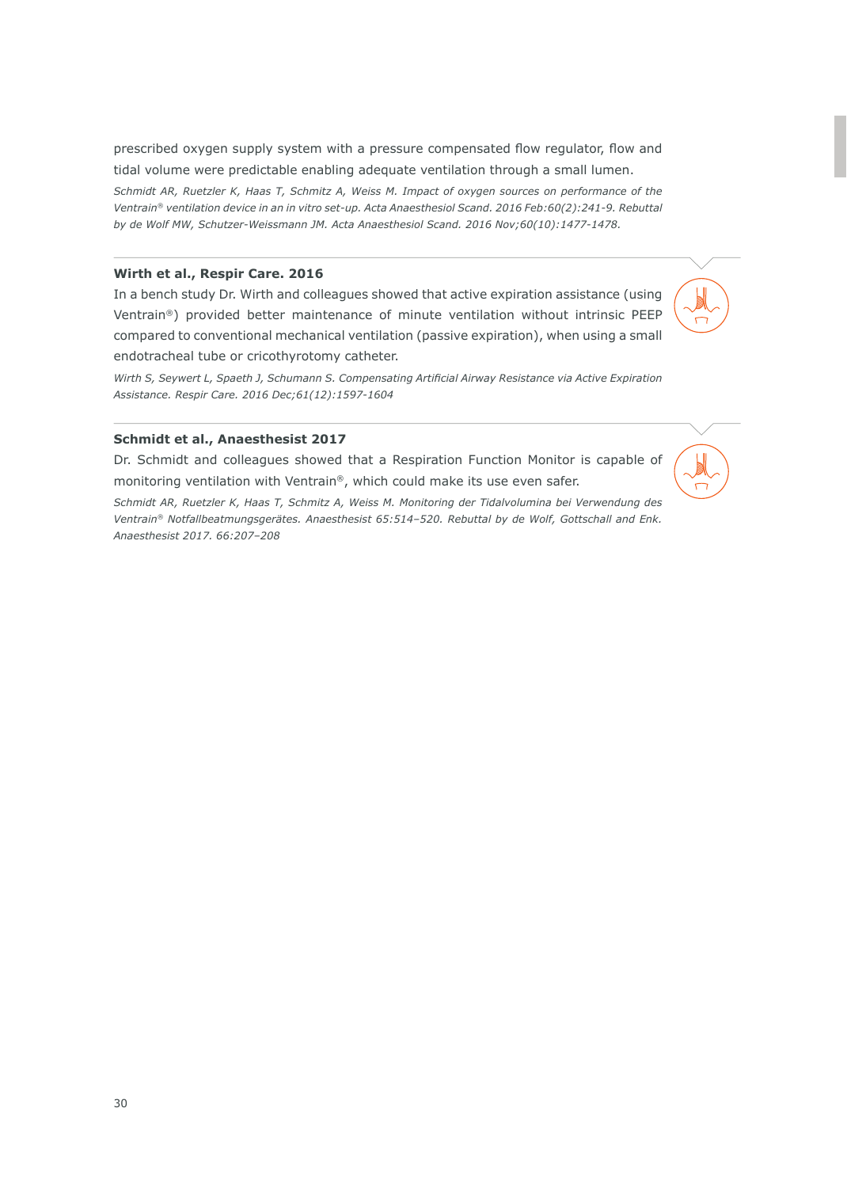prescribed oxygen supply system with a pressure compensated flow regulator, flow and tidal volume were predictable enabling adequate ventilation through a small lumen.

*Schmidt AR, Ruetzler K, Haas T, Schmitz A, Weiss M. Impact of oxygen sources on performance of the Ventrain® ventilation device in an in vitro set-up. Acta Anaesthesiol Scand. 2016 Feb:60(2):241-9. Rebuttal by de Wolf MW, Schutzer-Weissmann JM. Acta Anaesthesiol Scand. 2016 Nov;60(10):1477-1478.*

**Wirth et al., Respir Care. 2016**

In a bench study Dr. Wirth and colleagues showed that active expiration assistance (using Ventrain®) provided better maintenance of minute ventilation without intrinsic PEEP compared to conventional mechanical ventilation (passive expiration), when using a small endotracheal tube or cricothyrotomy catheter.

*Wirth S, Seywert L, Spaeth J, Schumann S. Compensating Artificial Airway Resistance via Active Expiration Assistance. Respir Care. 2016 Dec;61(12):1597-1604*

**Schmidt et al., Anaesthesist 2017**

Dr. Schmidt and colleagues showed that a Respiration Function Monitor is capable of monitoring ventilation with Ventrain®, which could make its use even safer.

*Schmidt AR, Ruetzler K, Haas T, Schmitz A, Weiss M. Monitoring der Tidalvolumina bei Verwendung des Ventrain® Notfallbeatmungsgerätes. Anaesthesist 65:514–520. Rebuttal by de Wolf, Gottschall and Enk. Anaesthesist 2017. 66:207–208*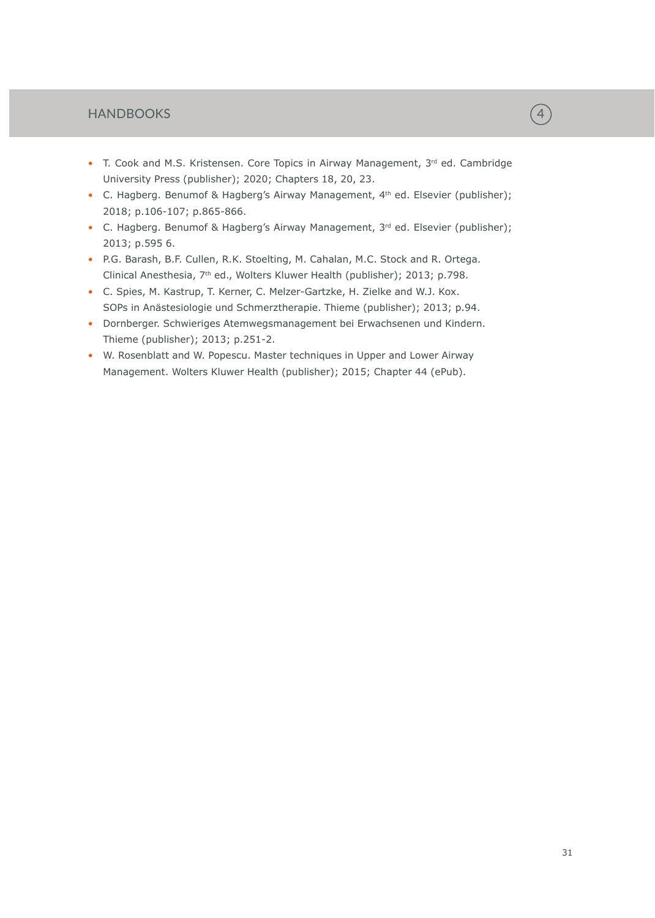## HANDBOOKS

- T. Cook and M.S. Kristensen. Core Topics in Airway Management, 3rd ed. Cambridge University Press (publisher); 2020; Chapters 18, 20, 23.
- C. Hagberg. Benumof & Hagberg's Airway Management, 4th ed. Elsevier (publisher); 2018; p.106-107; p.865-866.
- C. Hagberg. Benumof & Hagberg's Airway Management, 3rd ed. Elsevier (publisher); 2013; p.595 6.
- P.G. Barash, B.F. Cullen, R.K. Stoelting, M. Cahalan, M.C. Stock and R. Ortega. Clinical Anesthesia, 7th ed., Wolters Kluwer Health (publisher); 2013; p.798.
- C. Spies, M. Kastrup, T. Kerner, C. Melzer-Gartzke, H. Zielke and W.J. Kox. SOPs in Anästesiologie und Schmerztherapie. Thieme (publisher); 2013; p.94.
- Dornberger. Schwieriges Atemwegsmanagement bei Erwachsenen und Kindern. Thieme (publisher); 2013; p.251-2.
- W. Rosenblatt and W. Popescu. Master techniques in Upper and Lower Airway Management. Wolters Kluwer Health (publisher); 2015; Chapter 44 (ePub).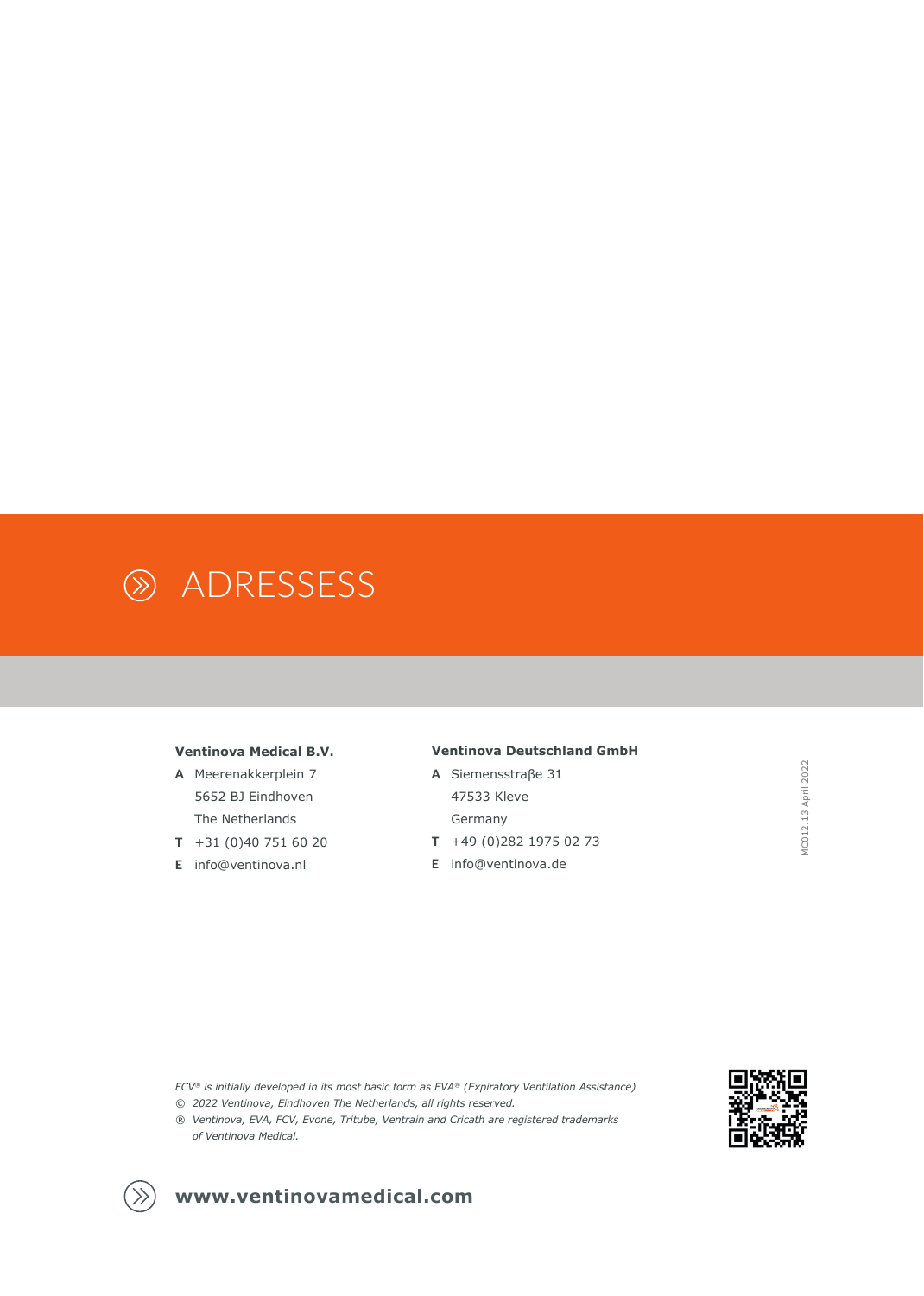# ADRESSESS

**Ventinova Medical B.V.**

**A** Meerenakkerplein 7
5652 BJ Eindhoven
The Netherlands

**T** +31 (0)40 751 60 20

**E** info@ventinova.nl

**Ventinova Deutschland GmbH**

**A** Siemensstraβe 31
47533 Kleve
Germany

**T** +49 (0)282 1975 02 73

**E** info@ventinova.de

MC012.13 April 2022

*FCV® is initially developed in its most basic form as EVA® (Expiratory Ventilation Assistance)*
*© 2022 Ventinova, Eindhoven The Netherlands, all rights reserved.*
*® Ventinova, EVA, FCV, Evone, Tritube, Ventrain and Cricath are registered trademarks of Ventinova Medical.*

**www.ventinovamedical.com**